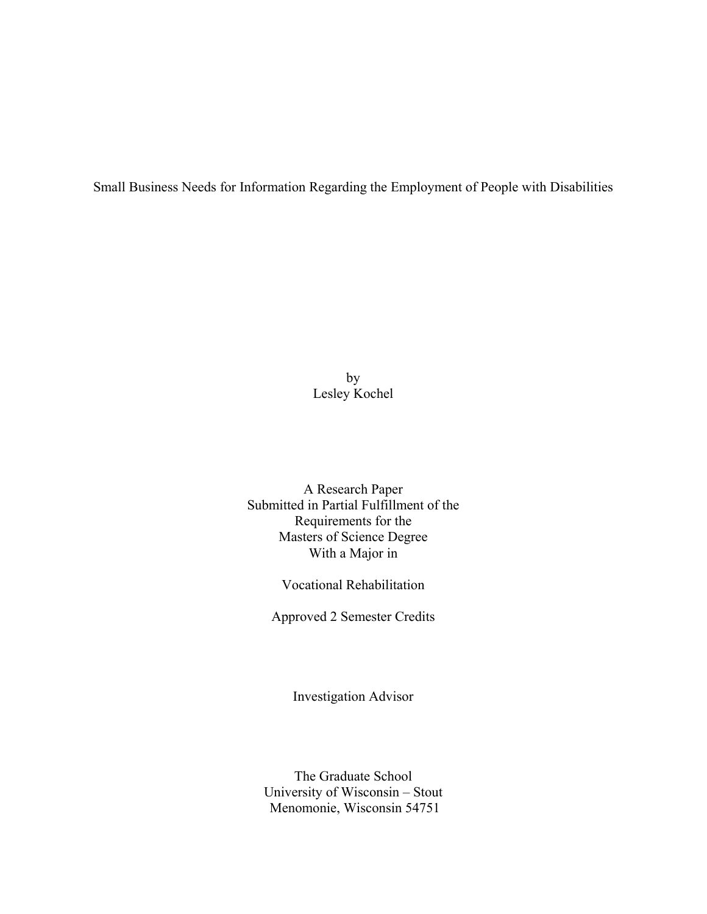# Small Business Needs for Information Regarding the Employment of People with Disabilities

by
Lesley Kochel

A Research Paper
Submitted in Partial Fulfillment of the
Requirements for the
Masters of Science Degree
With a Major in

Vocational Rehabilitation

Approved 2 Semester Credits

Investigation Advisor

The Graduate School
University of Wisconsin – Stout
Menomonie, Wisconsin 54751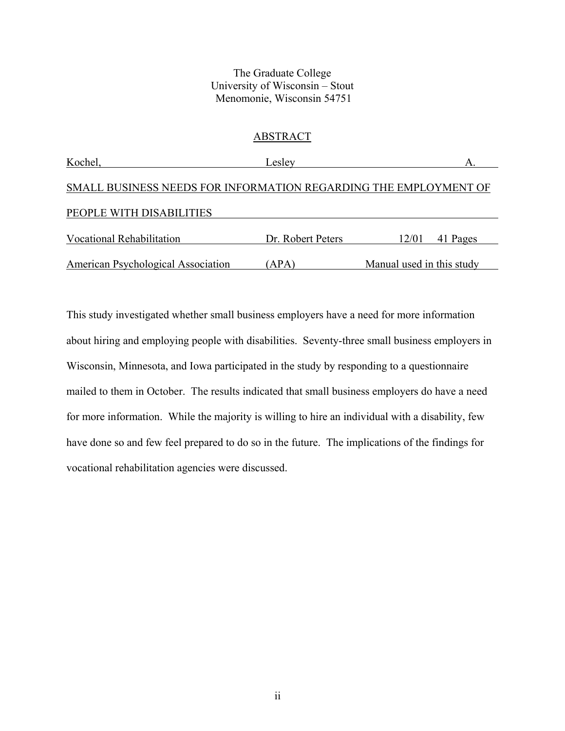The Graduate College
University of Wisconsin – Stout
Menomonie, Wisconsin 54751

## ABSTRACT

| Kochel, | Lesley | A. |
|---|---|---|

SMALL BUSINESS NEEDS FOR INFORMATION REGARDING THE EMPLOYMENT OF PEOPLE WITH DISABILITIES

| Vocational Rehabilitation | Dr. Robert Peters | 12/01 | 41 Pages |
|---|---|---|---|

| American Psychological Association | (APA) | Manual used in this study |
|---|---|---|

This study investigated whether small business employers have a need for more information about hiring and employing people with disabilities. Seventy-three small business employers in Wisconsin, Minnesota, and Iowa participated in the study by responding to a questionnaire mailed to them in October. The results indicated that small business employers do have a need for more information. While the majority is willing to hire an individual with a disability, few have done so and few feel prepared to do so in the future. The implications of the findings for vocational rehabilitation agencies were discussed.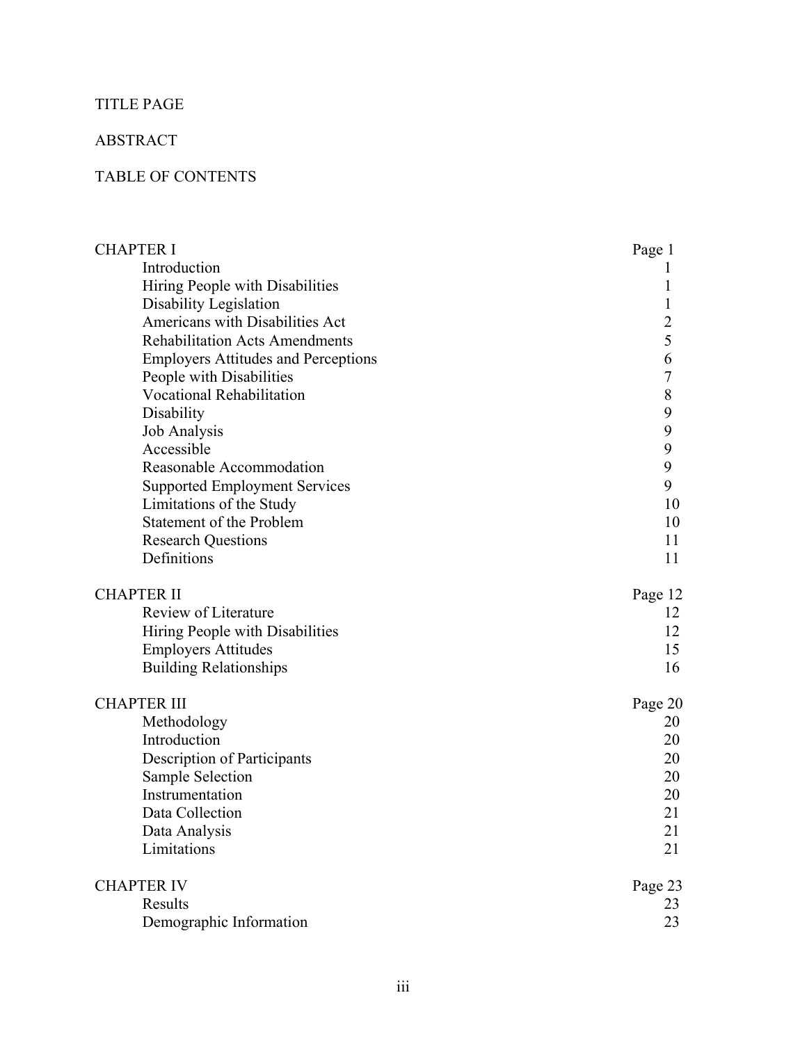TITLE PAGE

ABSTRACT

TABLE OF CONTENTS

| | |
|---|---|
| CHAPTER I | Page 1 |
| Introduction | 1 |
| Hiring People with Disabilities | 1 |
| Disability Legislation | 1 |
| Americans with Disabilities Act | 2 |
| Rehabilitation Acts Amendments | 5 |
| Employers Attitudes and Perceptions | 6 |
| People with Disabilities | 7 |
| Vocational Rehabilitation | 8 |
| Disability | 9 |
| Job Analysis | 9 |
| Accessible | 9 |
| Reasonable Accommodation | 9 |
| Supported Employment Services | 9 |
| Limitations of the Study | 10 |
| Statement of the Problem | 10 |
| Research Questions | 11 |
| Definitions | 11 |
| CHAPTER II | Page 12 |
| Review of Literature | 12 |
| Hiring People with Disabilities | 12 |
| Employers Attitudes | 15 |
| Building Relationships | 16 |
| CHAPTER III | Page 20 |
| Methodology | 20 |
| Introduction | 20 |
| Description of Participants | 20 |
| Sample Selection | 20 |
| Instrumentation | 20 |
| Data Collection | 21 |
| Data Analysis | 21 |
| Limitations | 21 |
| CHAPTER IV | Page 23 |
| Results | 23 |
| Demographic Information | 23 |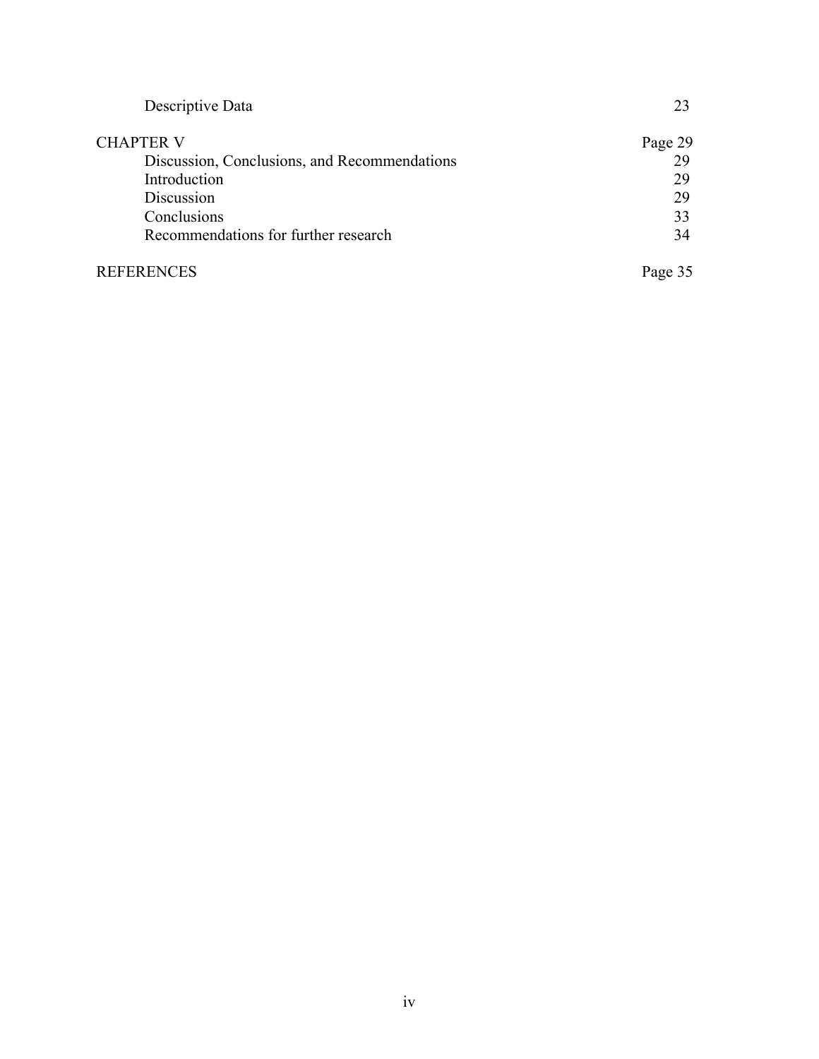| | |
|---|---|
| Descriptive Data | 23 |
| CHAPTER V | Page 29 |
| Discussion, Conclusions, and Recommendations | 29 |
| Introduction | 29 |
| Discussion | 29 |
| Conclusions | 33 |
| Recommendations for further research | 34 |
| REFERENCES | Page 35 |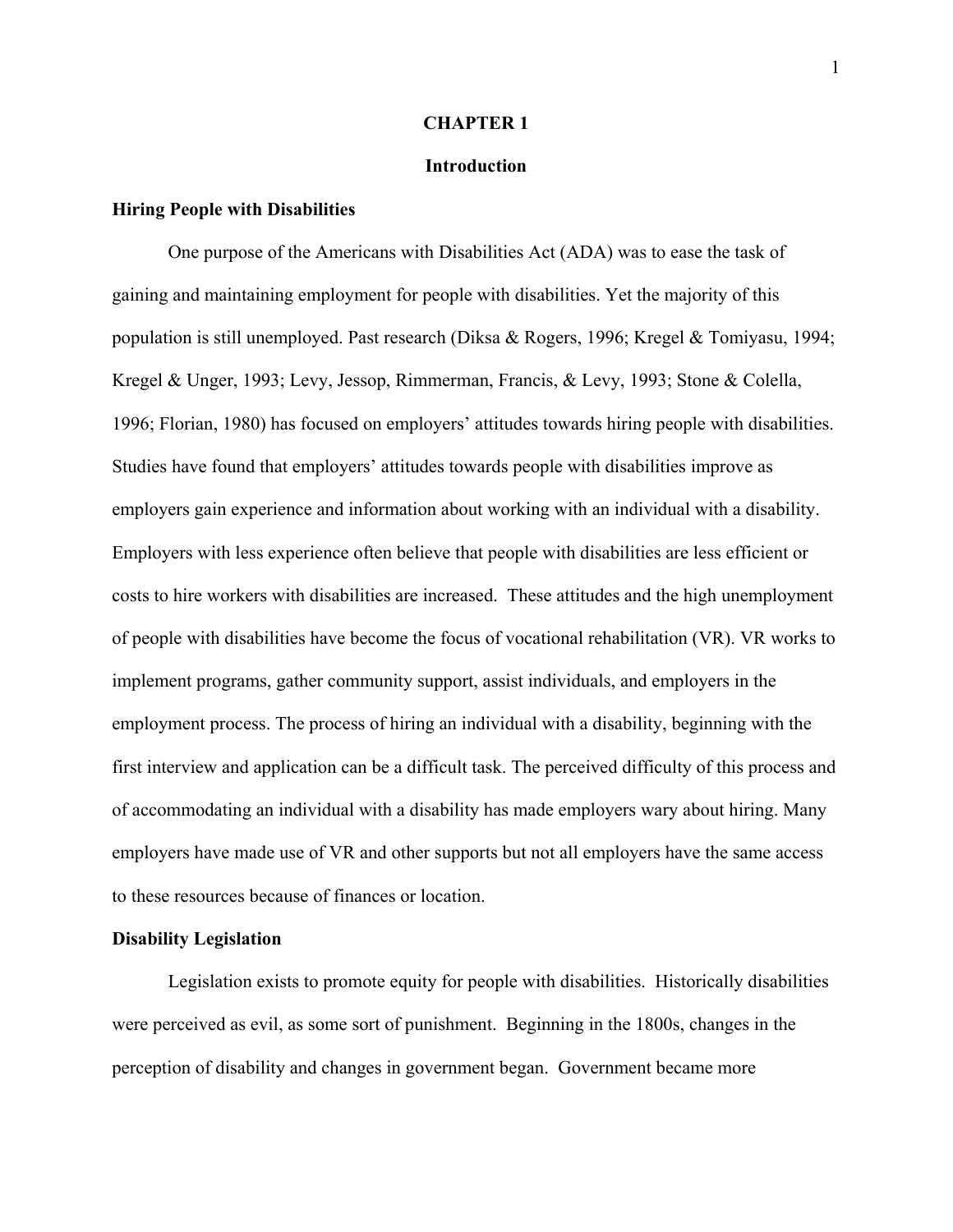# CHAPTER 1

## Introduction

### Hiring People with Disabilities

One purpose of the Americans with Disabilities Act (ADA) was to ease the task of gaining and maintaining employment for people with disabilities. Yet the majority of this population is still unemployed. Past research (Diksa & Rogers, 1996; Kregel & Tomiyasu, 1994; Kregel & Unger, 1993; Levy, Jessop, Rimmerman, Francis, & Levy, 1993; Stone & Colella, 1996; Florian, 1980) has focused on employers' attitudes towards hiring people with disabilities. Studies have found that employers' attitudes towards people with disabilities improve as employers gain experience and information about working with an individual with a disability. Employers with less experience often believe that people with disabilities are less efficient or costs to hire workers with disabilities are increased. These attitudes and the high unemployment of people with disabilities have become the focus of vocational rehabilitation (VR). VR works to implement programs, gather community support, assist individuals, and employers in the employment process. The process of hiring an individual with a disability, beginning with the first interview and application can be a difficult task. The perceived difficulty of this process and of accommodating an individual with a disability has made employers wary about hiring. Many employers have made use of VR and other supports but not all employers have the same access to these resources because of finances or location.

### Disability Legislation

Legislation exists to promote equity for people with disabilities. Historically disabilities were perceived as evil, as some sort of punishment. Beginning in the 1800s, changes in the perception of disability and changes in government began. Government became more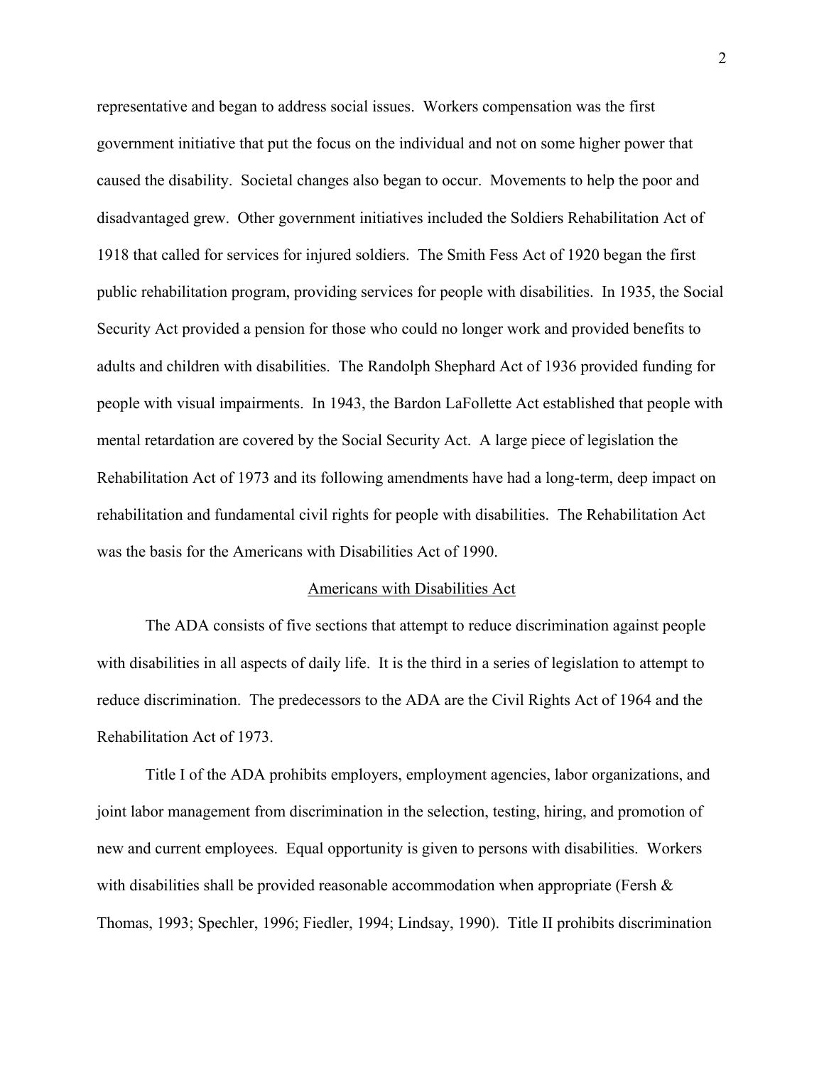representative and began to address social issues. Workers compensation was the first government initiative that put the focus on the individual and not on some higher power that caused the disability. Societal changes also began to occur. Movements to help the poor and disadvantaged grew. Other government initiatives included the Soldiers Rehabilitation Act of 1918 that called for services for injured soldiers. The Smith Fess Act of 1920 began the first public rehabilitation program, providing services for people with disabilities. In 1935, the Social Security Act provided a pension for those who could no longer work and provided benefits to adults and children with disabilities. The Randolph Shephard Act of 1936 provided funding for people with visual impairments. In 1943, the Bardon LaFollette Act established that people with mental retardation are covered by the Social Security Act. A large piece of legislation the Rehabilitation Act of 1973 and its following amendments have had a long-term, deep impact on rehabilitation and fundamental civil rights for people with disabilities. The Rehabilitation Act was the basis for the Americans with Disabilities Act of 1990.

## Americans with Disabilities Act

The ADA consists of five sections that attempt to reduce discrimination against people with disabilities in all aspects of daily life. It is the third in a series of legislation to attempt to reduce discrimination. The predecessors to the ADA are the Civil Rights Act of 1964 and the Rehabilitation Act of 1973.

Title I of the ADA prohibits employers, employment agencies, labor organizations, and joint labor management from discrimination in the selection, testing, hiring, and promotion of new and current employees. Equal opportunity is given to persons with disabilities. Workers with disabilities shall be provided reasonable accommodation when appropriate (Fersh & Thomas, 1993; Spechler, 1996; Fiedler, 1994; Lindsay, 1990). Title II prohibits discrimination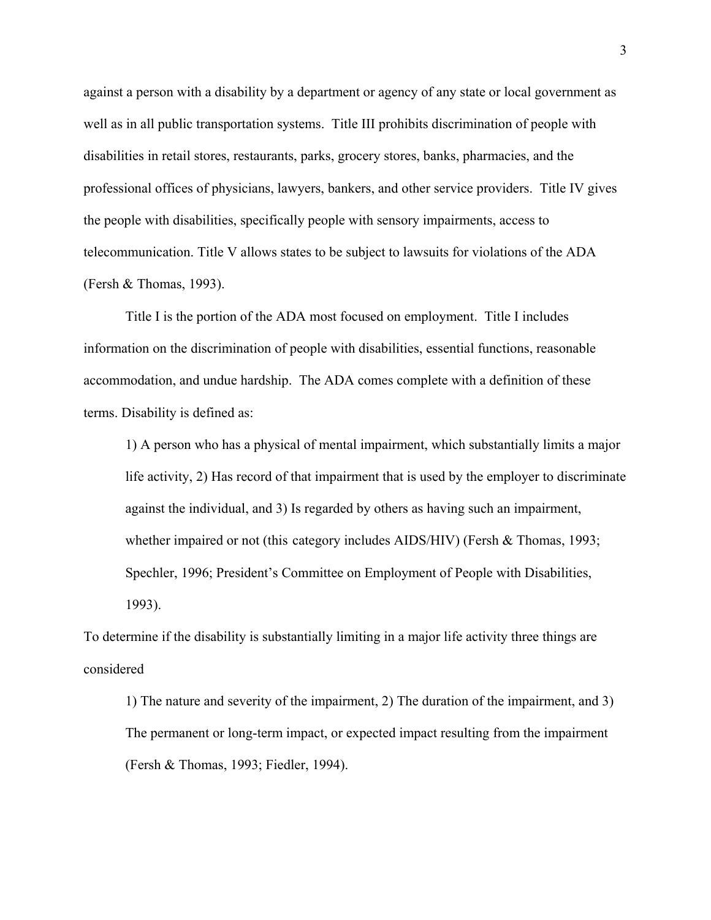against a person with a disability by a department or agency of any state or local government as well as in all public transportation systems. Title III prohibits discrimination of people with disabilities in retail stores, restaurants, parks, grocery stores, banks, pharmacies, and the professional offices of physicians, lawyers, bankers, and other service providers. Title IV gives the people with disabilities, specifically people with sensory impairments, access to telecommunication. Title V allows states to be subject to lawsuits for violations of the ADA (Fersh & Thomas, 1993).

Title I is the portion of the ADA most focused on employment. Title I includes information on the discrimination of people with disabilities, essential functions, reasonable accommodation, and undue hardship. The ADA comes complete with a definition of these terms. Disability is defined as:

> 1) A person who has a physical of mental impairment, which substantially limits a major life activity, 2) Has record of that impairment that is used by the employer to discriminate against the individual, and 3) Is regarded by others as having such an impairment, whether impaired or not (this category includes AIDS/HIV) (Fersh & Thomas, 1993; Spechler, 1996; President's Committee on Employment of People with Disabilities, 1993).

To determine if the disability is substantially limiting in a major life activity three things are considered

> 1) The nature and severity of the impairment, 2) The duration of the impairment, and 3) The permanent or long-term impact, or expected impact resulting from the impairment (Fersh & Thomas, 1993; Fiedler, 1994).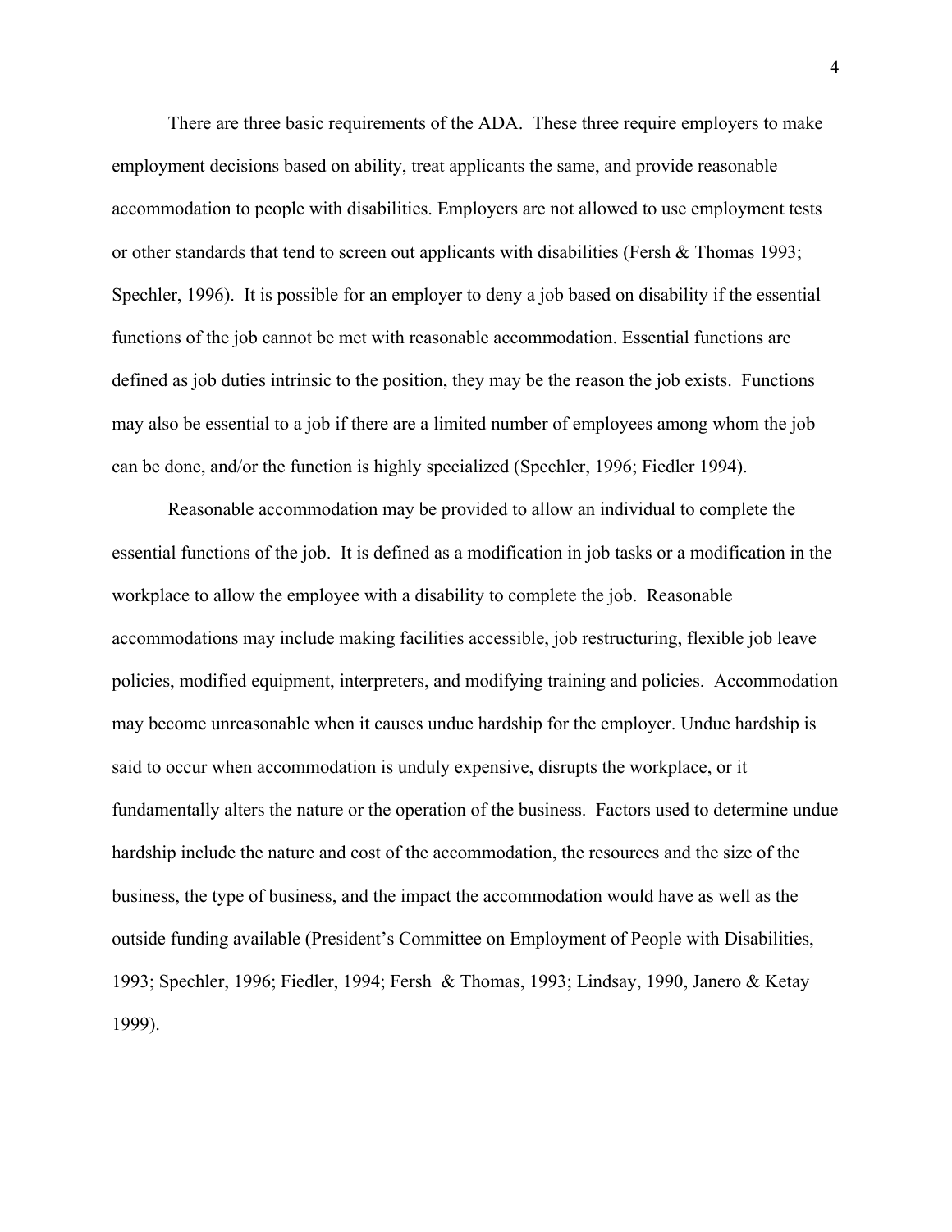There are three basic requirements of the ADA. These three require employers to make employment decisions based on ability, treat applicants the same, and provide reasonable accommodation to people with disabilities. Employers are not allowed to use employment tests or other standards that tend to screen out applicants with disabilities (Fersh & Thomas 1993; Spechler, 1996). It is possible for an employer to deny a job based on disability if the essential functions of the job cannot be met with reasonable accommodation. Essential functions are defined as job duties intrinsic to the position, they may be the reason the job exists. Functions may also be essential to a job if there are a limited number of employees among whom the job can be done, and/or the function is highly specialized (Spechler, 1996; Fiedler 1994).

Reasonable accommodation may be provided to allow an individual to complete the essential functions of the job. It is defined as a modification in job tasks or a modification in the workplace to allow the employee with a disability to complete the job. Reasonable accommodations may include making facilities accessible, job restructuring, flexible job leave policies, modified equipment, interpreters, and modifying training and policies. Accommodation may become unreasonable when it causes undue hardship for the employer. Undue hardship is said to occur when accommodation is unduly expensive, disrupts the workplace, or it fundamentally alters the nature or the operation of the business. Factors used to determine undue hardship include the nature and cost of the accommodation, the resources and the size of the business, the type of business, and the impact the accommodation would have as well as the outside funding available (President's Committee on Employment of People with Disabilities, 1993; Spechler, 1996; Fiedler, 1994; Fersh & Thomas, 1993; Lindsay, 1990, Janero & Ketay 1999).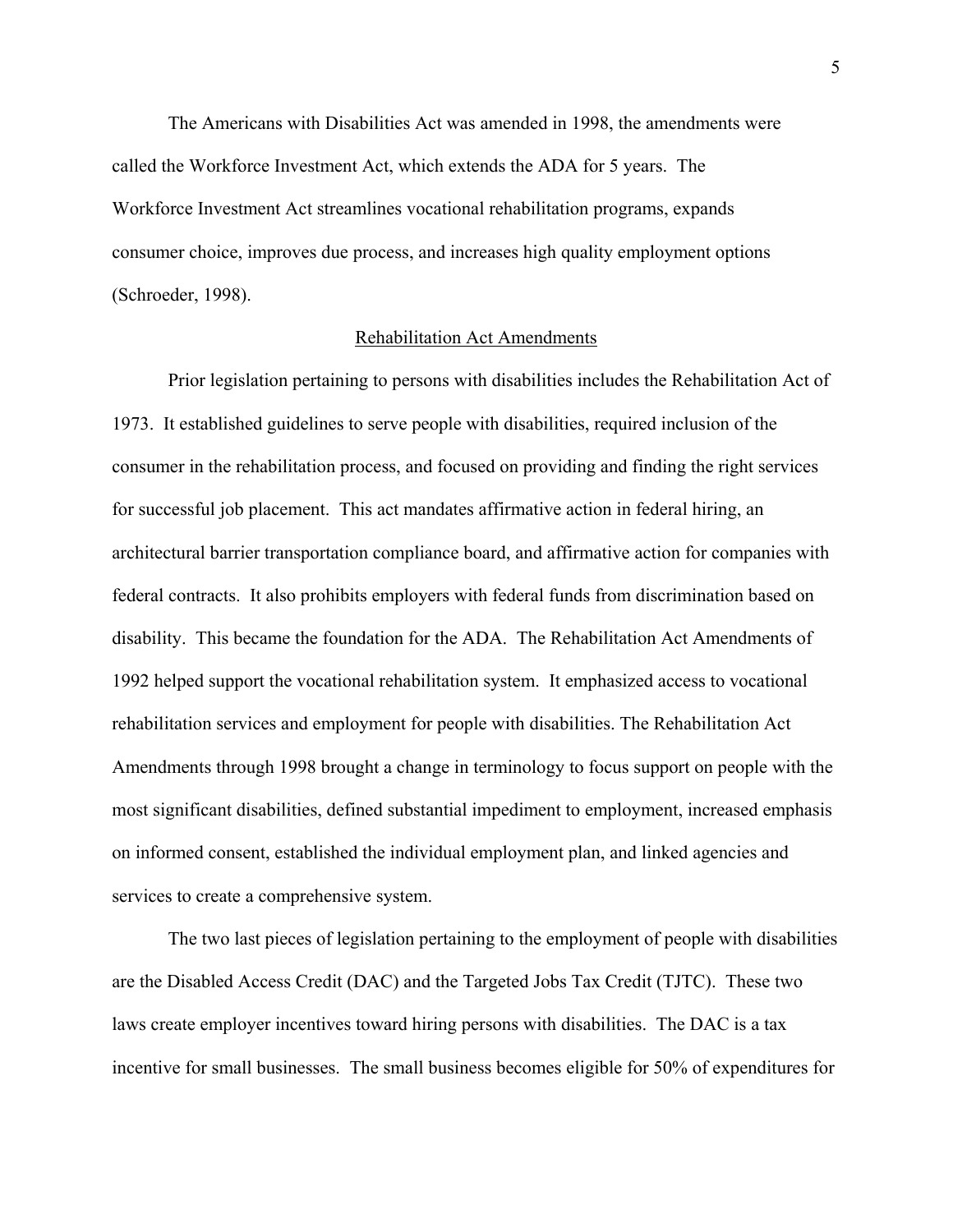The Americans with Disabilities Act was amended in 1998, the amendments were called the Workforce Investment Act, which extends the ADA for 5 years. The Workforce Investment Act streamlines vocational rehabilitation programs, expands consumer choice, improves due process, and increases high quality employment options (Schroeder, 1998).

## Rehabilitation Act Amendments

Prior legislation pertaining to persons with disabilities includes the Rehabilitation Act of 1973. It established guidelines to serve people with disabilities, required inclusion of the consumer in the rehabilitation process, and focused on providing and finding the right services for successful job placement. This act mandates affirmative action in federal hiring, an architectural barrier transportation compliance board, and affirmative action for companies with federal contracts. It also prohibits employers with federal funds from discrimination based on disability. This became the foundation for the ADA. The Rehabilitation Act Amendments of 1992 helped support the vocational rehabilitation system. It emphasized access to vocational rehabilitation services and employment for people with disabilities. The Rehabilitation Act Amendments through 1998 brought a change in terminology to focus support on people with the most significant disabilities, defined substantial impediment to employment, increased emphasis on informed consent, established the individual employment plan, and linked agencies and services to create a comprehensive system.

The two last pieces of legislation pertaining to the employment of people with disabilities are the Disabled Access Credit (DAC) and the Targeted Jobs Tax Credit (TJTC). These two laws create employer incentives toward hiring persons with disabilities. The DAC is a tax incentive for small businesses. The small business becomes eligible for 50% of expenditures for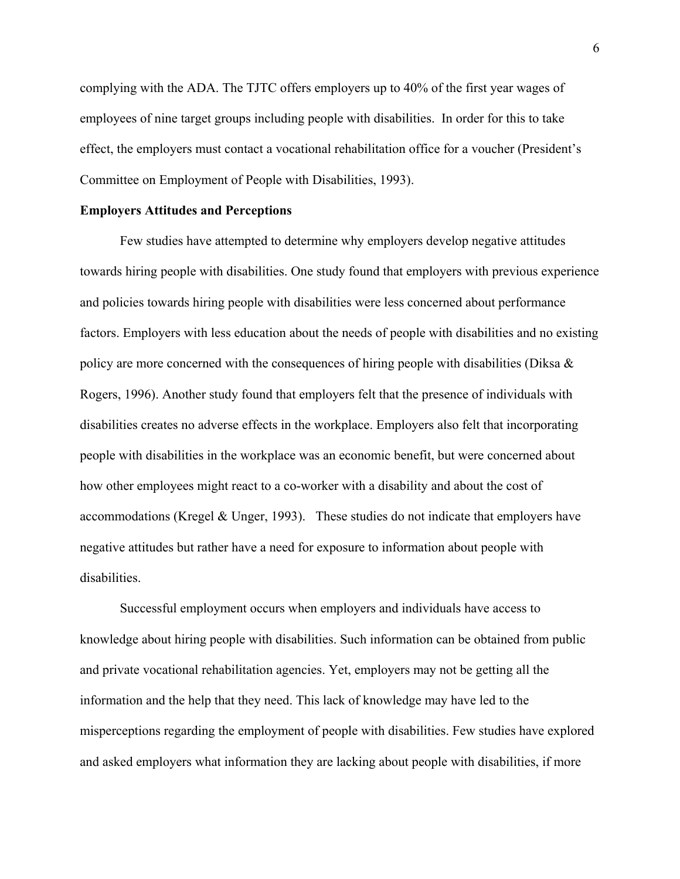complying with the ADA. The TJTC offers employers up to 40% of the first year wages of employees of nine target groups including people with disabilities. In order for this to take effect, the employers must contact a vocational rehabilitation office for a voucher (President's Committee on Employment of People with Disabilities, 1993).

**Employers Attitudes and Perceptions**

Few studies have attempted to determine why employers develop negative attitudes towards hiring people with disabilities. One study found that employers with previous experience and policies towards hiring people with disabilities were less concerned about performance factors. Employers with less education about the needs of people with disabilities and no existing policy are more concerned with the consequences of hiring people with disabilities (Diksa & Rogers, 1996). Another study found that employers felt that the presence of individuals with disabilities creates no adverse effects in the workplace. Employers also felt that incorporating people with disabilities in the workplace was an economic benefit, but were concerned about how other employees might react to a co-worker with a disability and about the cost of accommodations (Kregel & Unger, 1993). These studies do not indicate that employers have negative attitudes but rather have a need for exposure to information about people with disabilities.

Successful employment occurs when employers and individuals have access to knowledge about hiring people with disabilities. Such information can be obtained from public and private vocational rehabilitation agencies. Yet, employers may not be getting all the information and the help that they need. This lack of knowledge may have led to the misperceptions regarding the employment of people with disabilities. Few studies have explored and asked employers what information they are lacking about people with disabilities, if more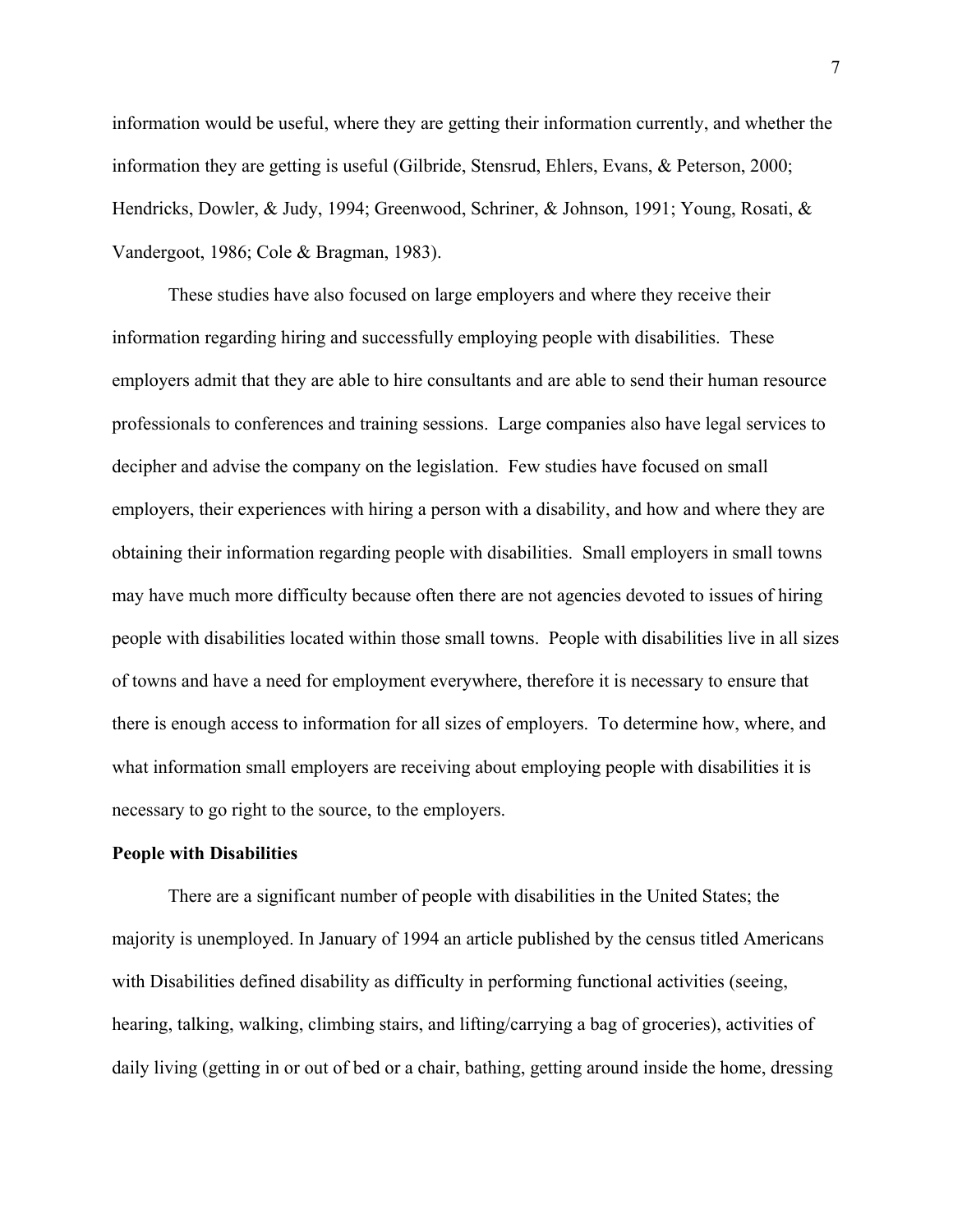information would be useful, where they are getting their information currently, and whether the information they are getting is useful (Gilbride, Stensrud, Ehlers, Evans, & Peterson, 2000; Hendricks, Dowler, & Judy, 1994; Greenwood, Schriner, & Johnson, 1991; Young, Rosati, & Vandergoot, 1986; Cole & Bragman, 1983).

These studies have also focused on large employers and where they receive their information regarding hiring and successfully employing people with disabilities. These employers admit that they are able to hire consultants and are able to send their human resource professionals to conferences and training sessions. Large companies also have legal services to decipher and advise the company on the legislation. Few studies have focused on small employers, their experiences with hiring a person with a disability, and how and where they are obtaining their information regarding people with disabilities. Small employers in small towns may have much more difficulty because often there are not agencies devoted to issues of hiring people with disabilities located within those small towns. People with disabilities live in all sizes of towns and have a need for employment everywhere, therefore it is necessary to ensure that there is enough access to information for all sizes of employers. To determine how, where, and what information small employers are receiving about employing people with disabilities it is necessary to go right to the source, to the employers.

**People with Disabilities**

There are a significant number of people with disabilities in the United States; the majority is unemployed. In January of 1994 an article published by the census titled Americans with Disabilities defined disability as difficulty in performing functional activities (seeing, hearing, talking, walking, climbing stairs, and lifting/carrying a bag of groceries), activities of daily living (getting in or out of bed or a chair, bathing, getting around inside the home, dressing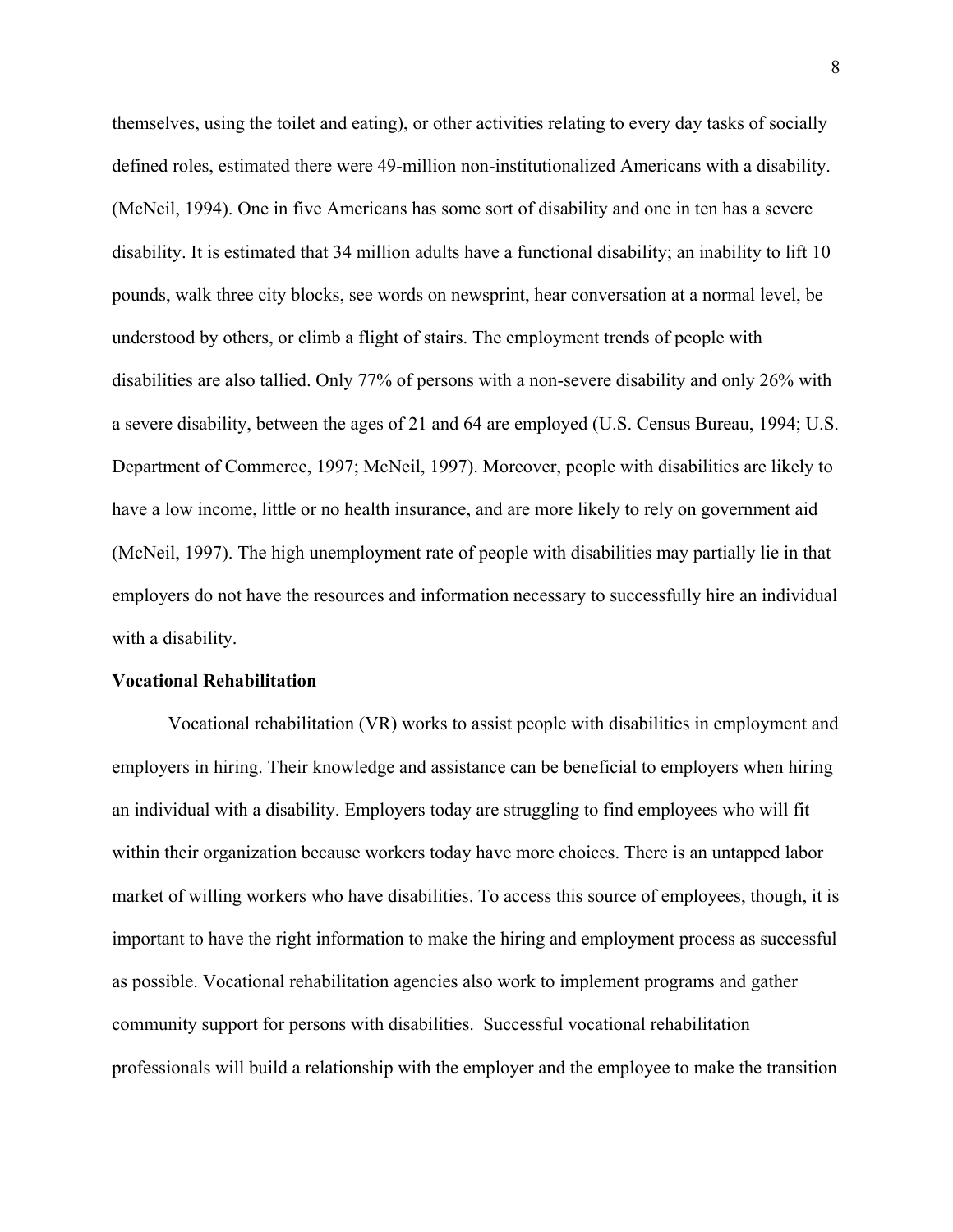themselves, using the toilet and eating), or other activities relating to every day tasks of socially defined roles, estimated there were 49-million non-institutionalized Americans with a disability. (McNeil, 1994). One in five Americans has some sort of disability and one in ten has a severe disability. It is estimated that 34 million adults have a functional disability; an inability to lift 10 pounds, walk three city blocks, see words on newsprint, hear conversation at a normal level, be understood by others, or climb a flight of stairs. The employment trends of people with disabilities are also tallied. Only 77% of persons with a non-severe disability and only 26% with a severe disability, between the ages of 21 and 64 are employed (U.S. Census Bureau, 1994; U.S. Department of Commerce, 1997; McNeil, 1997). Moreover, people with disabilities are likely to have a low income, little or no health insurance, and are more likely to rely on government aid (McNeil, 1997). The high unemployment rate of people with disabilities may partially lie in that employers do not have the resources and information necessary to successfully hire an individual with a disability.

**Vocational Rehabilitation**

Vocational rehabilitation (VR) works to assist people with disabilities in employment and employers in hiring. Their knowledge and assistance can be beneficial to employers when hiring an individual with a disability. Employers today are struggling to find employees who will fit within their organization because workers today have more choices. There is an untapped labor market of willing workers who have disabilities. To access this source of employees, though, it is important to have the right information to make the hiring and employment process as successful as possible. Vocational rehabilitation agencies also work to implement programs and gather community support for persons with disabilities. Successful vocational rehabilitation professionals will build a relationship with the employer and the employee to make the transition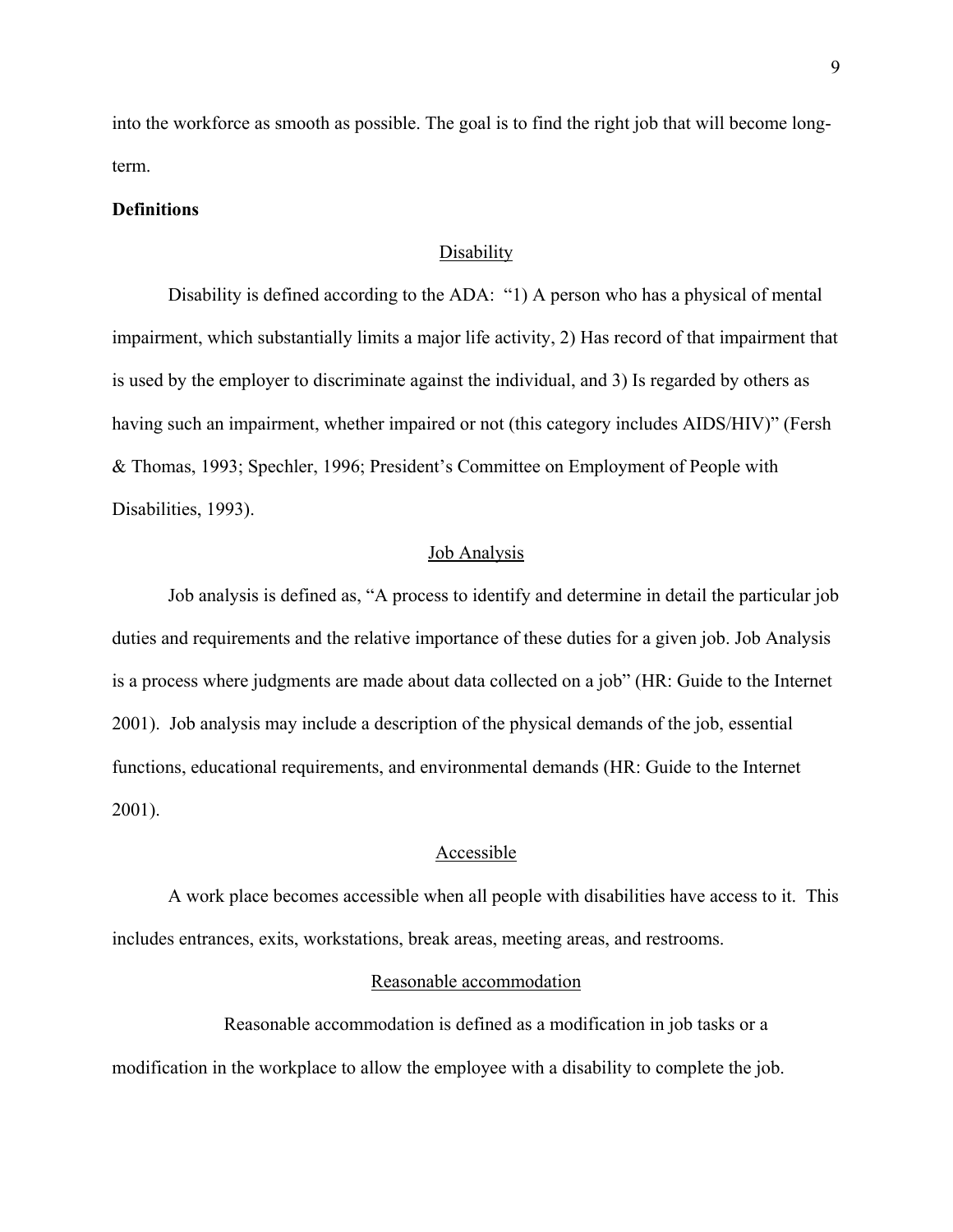into the workforce as smooth as possible. The goal is to find the right job that will become long-term.

**Definitions**

### Disability

Disability is defined according to the ADA: "1) A person who has a physical of mental impairment, which substantially limits a major life activity, 2) Has record of that impairment that is used by the employer to discriminate against the individual, and 3) Is regarded by others as having such an impairment, whether impaired or not (this category includes AIDS/HIV)" (Fersh & Thomas, 1993; Spechler, 1996; President's Committee on Employment of People with Disabilities, 1993).

### Job Analysis

Job analysis is defined as, "A process to identify and determine in detail the particular job duties and requirements and the relative importance of these duties for a given job. Job Analysis is a process where judgments are made about data collected on a job" (HR: Guide to the Internet 2001). Job analysis may include a description of the physical demands of the job, essential functions, educational requirements, and environmental demands (HR: Guide to the Internet 2001).

### Accessible

A work place becomes accessible when all people with disabilities have access to it. This includes entrances, exits, workstations, break areas, meeting areas, and restrooms.

### Reasonable accommodation

Reasonable accommodation is defined as a modification in job tasks or a modification in the workplace to allow the employee with a disability to complete the job.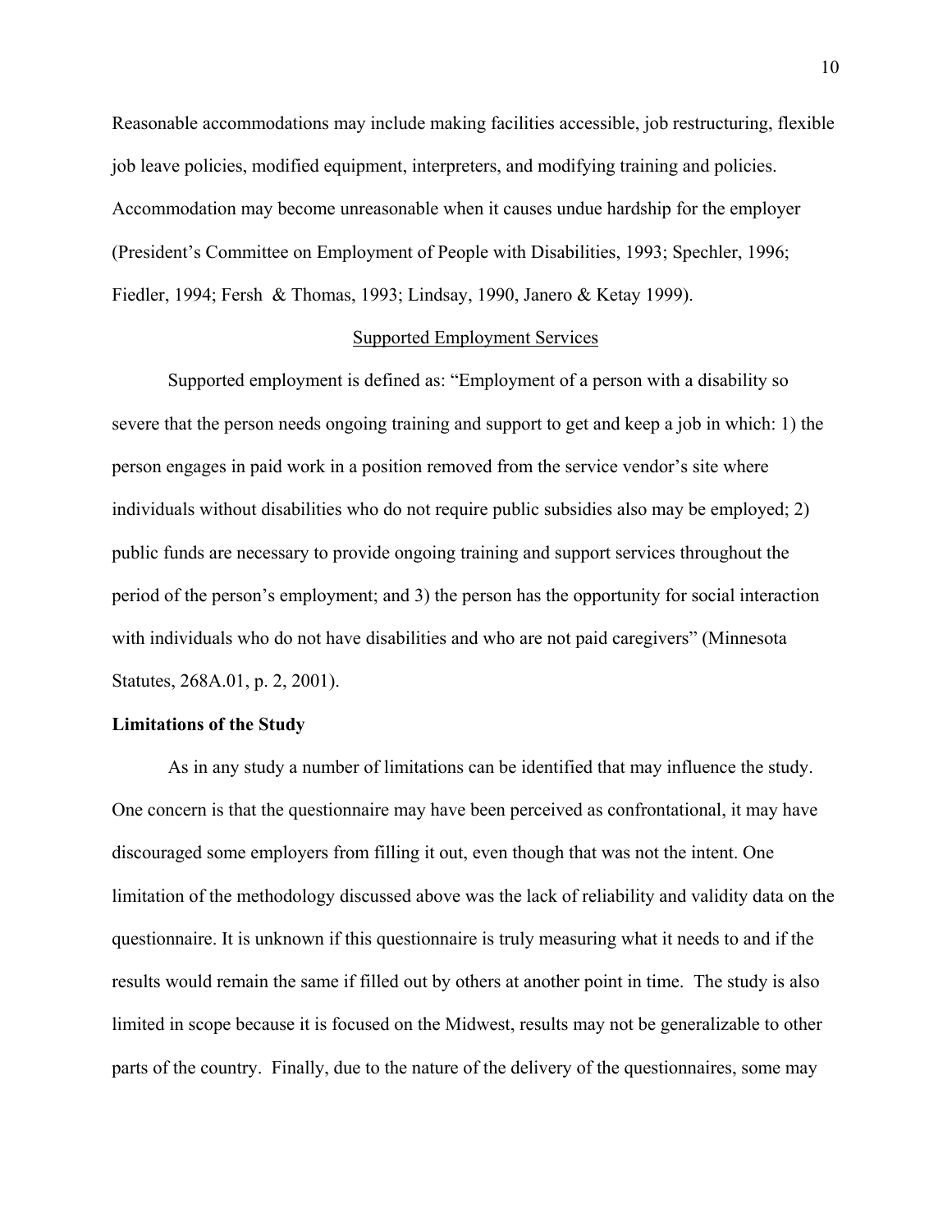Reasonable accommodations may include making facilities accessible, job restructuring, flexible job leave policies, modified equipment, interpreters, and modifying training and policies. Accommodation may become unreasonable when it causes undue hardship for the employer (President's Committee on Employment of People with Disabilities, 1993; Spechler, 1996; Fiedler, 1994; Fersh & Thomas, 1993; Lindsay, 1990, Janero & Ketay 1999).

<u>Supported Employment Services</u>

Supported employment is defined as: "Employment of a person with a disability so severe that the person needs ongoing training and support to get and keep a job in which: 1) the person engages in paid work in a position removed from the service vendor's site where individuals without disabilities who do not require public subsidies also may be employed; 2) public funds are necessary to provide ongoing training and support services throughout the period of the person's employment; and 3) the person has the opportunity for social interaction with individuals who do not have disabilities and who are not paid caregivers" (Minnesota Statutes, 268A.01, p. 2, 2001).

**Limitations of the Study**

As in any study a number of limitations can be identified that may influence the study. One concern is that the questionnaire may have been perceived as confrontational, it may have discouraged some employers from filling it out, even though that was not the intent. One limitation of the methodology discussed above was the lack of reliability and validity data on the questionnaire. It is unknown if this questionnaire is truly measuring what it needs to and if the results would remain the same if filled out by others at another point in time. The study is also limited in scope because it is focused on the Midwest, results may not be generalizable to other parts of the country. Finally, due to the nature of the delivery of the questionnaires, some may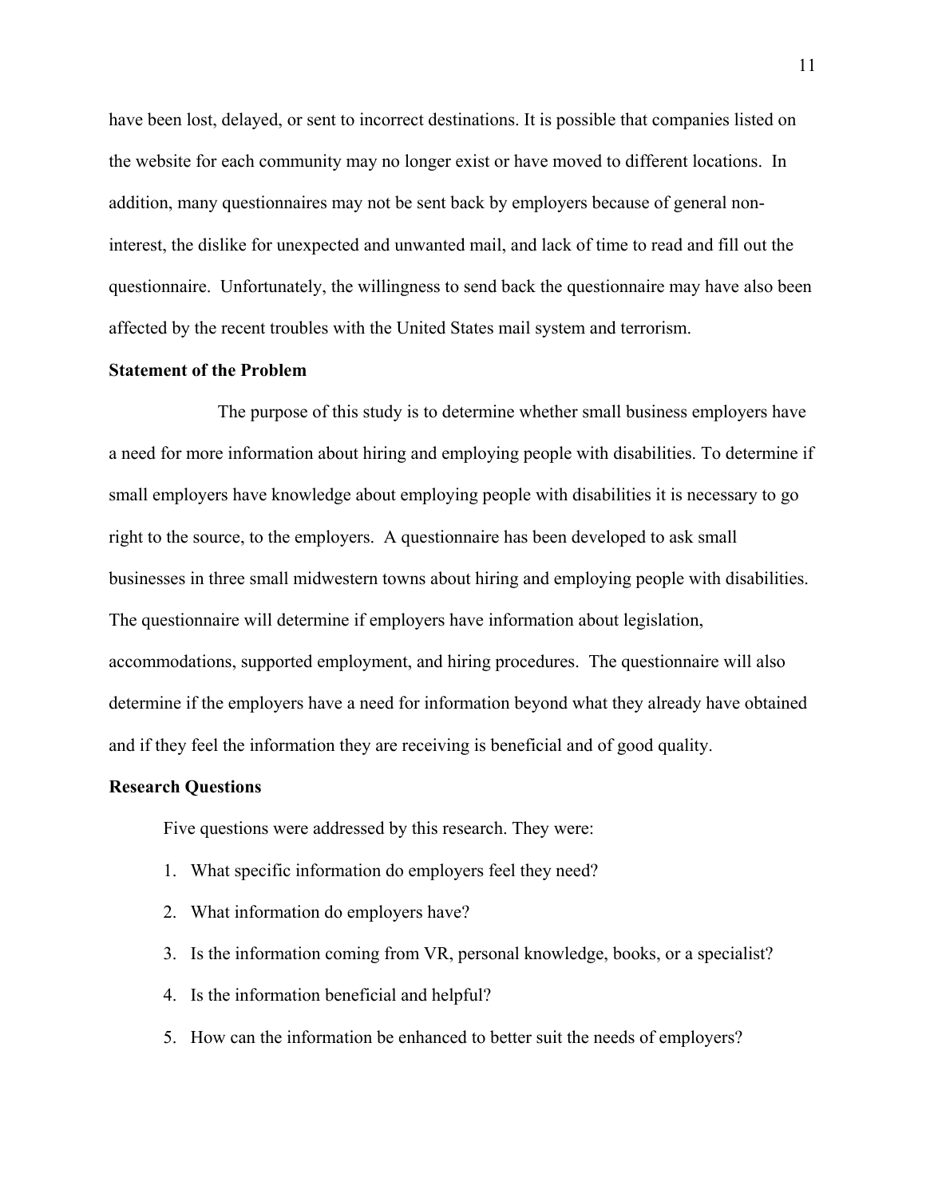have been lost, delayed, or sent to incorrect destinations. It is possible that companies listed on the website for each community may no longer exist or have moved to different locations. In addition, many questionnaires may not be sent back by employers because of general non-interest, the dislike for unexpected and unwanted mail, and lack of time to read and fill out the questionnaire. Unfortunately, the willingness to send back the questionnaire may have also been affected by the recent troubles with the United States mail system and terrorism.

**Statement of the Problem**

The purpose of this study is to determine whether small business employers have a need for more information about hiring and employing people with disabilities. To determine if small employers have knowledge about employing people with disabilities it is necessary to go right to the source, to the employers. A questionnaire has been developed to ask small businesses in three small midwestern towns about hiring and employing people with disabilities. The questionnaire will determine if employers have information about legislation, accommodations, supported employment, and hiring procedures. The questionnaire will also determine if the employers have a need for information beyond what they already have obtained and if they feel the information they are receiving is beneficial and of good quality.

**Research Questions**

Five questions were addressed by this research. They were:

1. What specific information do employers feel they need?
2. What information do employers have?
3. Is the information coming from VR, personal knowledge, books, or a specialist?
4. Is the information beneficial and helpful?
5. How can the information be enhanced to better suit the needs of employers?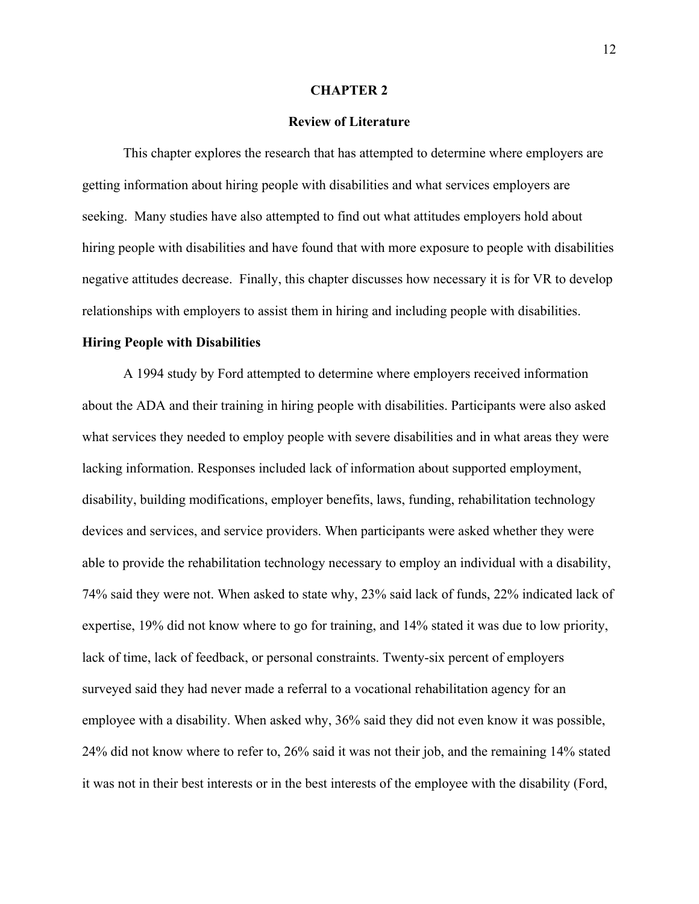# CHAPTER 2

## Review of Literature

This chapter explores the research that has attempted to determine where employers are getting information about hiring people with disabilities and what services employers are seeking. Many studies have also attempted to find out what attitudes employers hold about hiring people with disabilities and have found that with more exposure to people with disabilities negative attitudes decrease. Finally, this chapter discusses how necessary it is for VR to develop relationships with employers to assist them in hiring and including people with disabilities.

### Hiring People with Disabilities

A 1994 study by Ford attempted to determine where employers received information about the ADA and their training in hiring people with disabilities. Participants were also asked what services they needed to employ people with severe disabilities and in what areas they were lacking information. Responses included lack of information about supported employment, disability, building modifications, employer benefits, laws, funding, rehabilitation technology devices and services, and service providers. When participants were asked whether they were able to provide the rehabilitation technology necessary to employ an individual with a disability, 74% said they were not. When asked to state why, 23% said lack of funds, 22% indicated lack of expertise, 19% did not know where to go for training, and 14% stated it was due to low priority, lack of time, lack of feedback, or personal constraints. Twenty-six percent of employers surveyed said they had never made a referral to a vocational rehabilitation agency for an employee with a disability. When asked why, 36% said they did not even know it was possible, 24% did not know where to refer to, 26% said it was not their job, and the remaining 14% stated it was not in their best interests or in the best interests of the employee with the disability (Ford,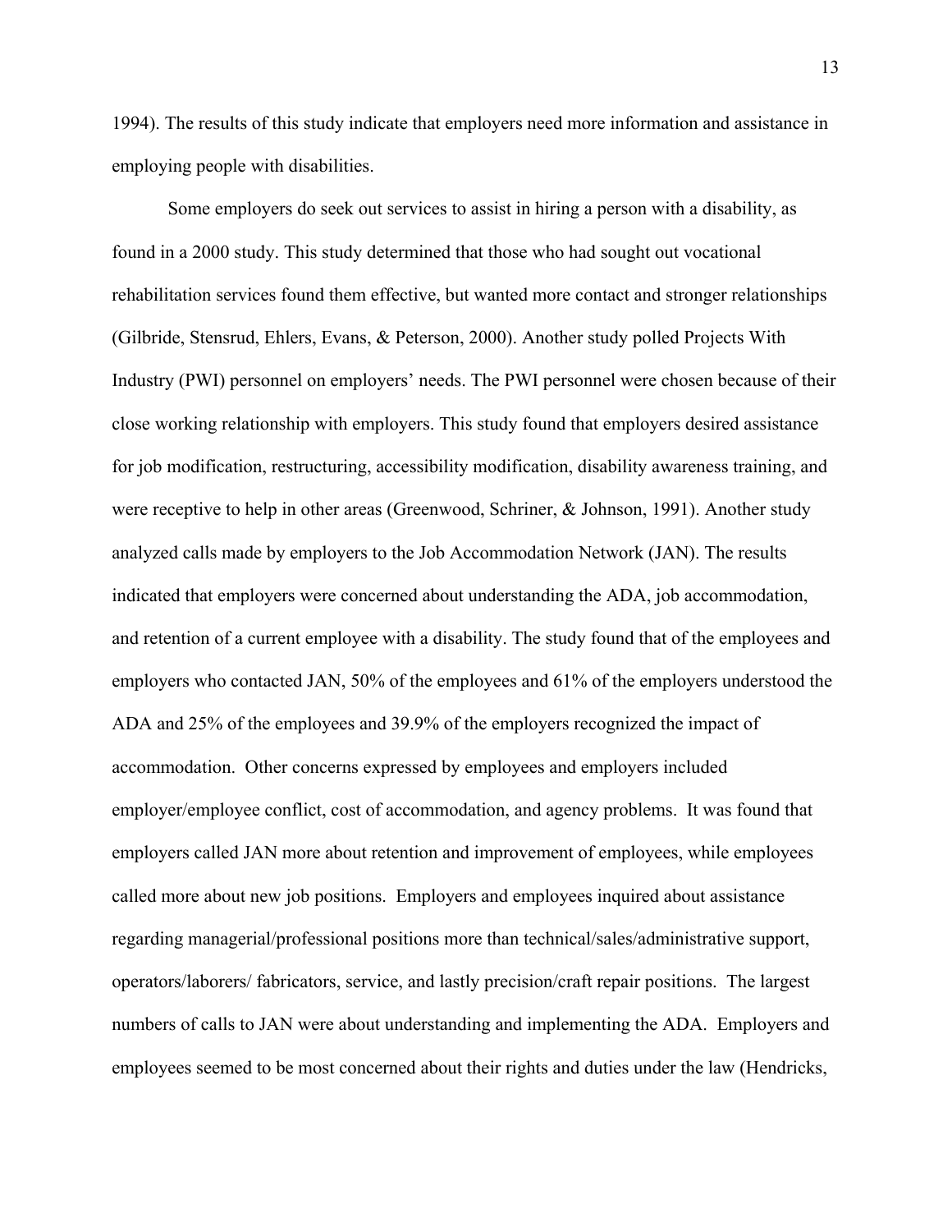1994). The results of this study indicate that employers need more information and assistance in employing people with disabilities.

Some employers do seek out services to assist in hiring a person with a disability, as found in a 2000 study. This study determined that those who had sought out vocational rehabilitation services found them effective, but wanted more contact and stronger relationships (Gilbride, Stensrud, Ehlers, Evans, & Peterson, 2000). Another study polled Projects With Industry (PWI) personnel on employers' needs. The PWI personnel were chosen because of their close working relationship with employers. This study found that employers desired assistance for job modification, restructuring, accessibility modification, disability awareness training, and were receptive to help in other areas (Greenwood, Schriner, & Johnson, 1991). Another study analyzed calls made by employers to the Job Accommodation Network (JAN). The results indicated that employers were concerned about understanding the ADA, job accommodation, and retention of a current employee with a disability. The study found that of the employees and employers who contacted JAN, 50% of the employees and 61% of the employers understood the ADA and 25% of the employees and 39.9% of the employers recognized the impact of accommodation. Other concerns expressed by employees and employers included employer/employee conflict, cost of accommodation, and agency problems. It was found that employers called JAN more about retention and improvement of employees, while employees called more about new job positions. Employers and employees inquired about assistance regarding managerial/professional positions more than technical/sales/administrative support, operators/laborers/ fabricators, service, and lastly precision/craft repair positions. The largest numbers of calls to JAN were about understanding and implementing the ADA. Employers and employees seemed to be most concerned about their rights and duties under the law (Hendricks,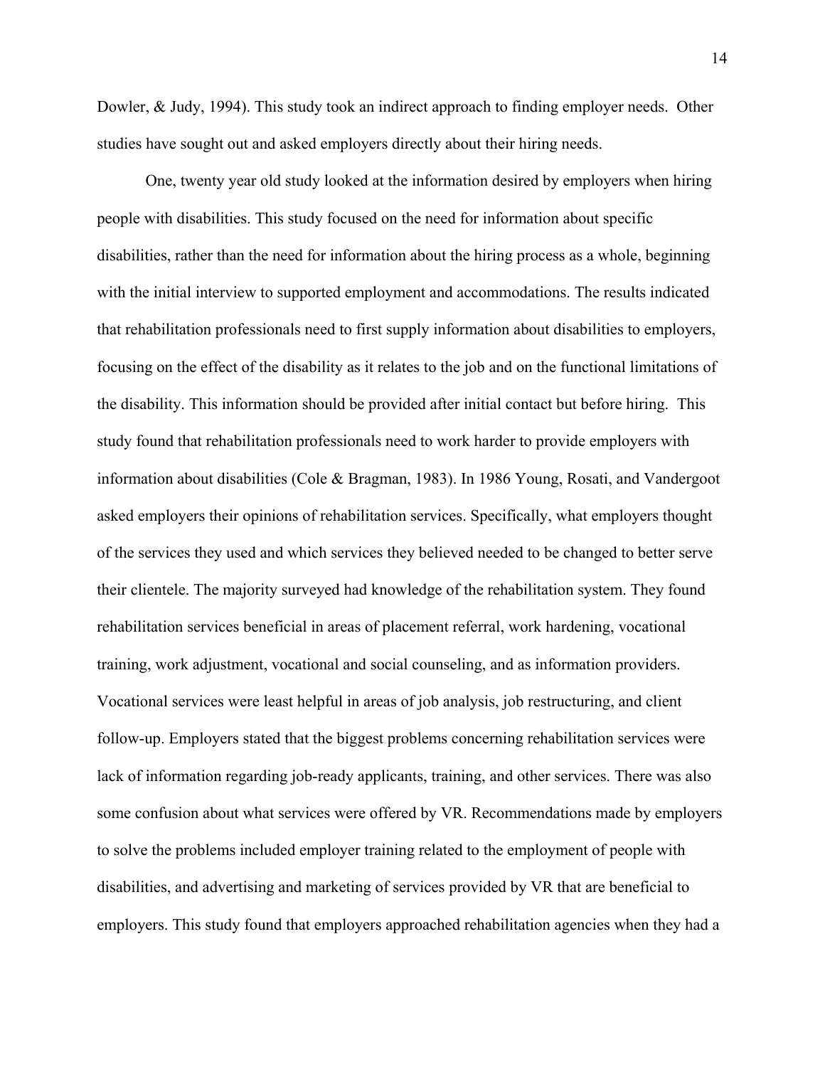Dowler, & Judy, 1994). This study took an indirect approach to finding employer needs. Other studies have sought out and asked employers directly about their hiring needs.

One, twenty year old study looked at the information desired by employers when hiring people with disabilities. This study focused on the need for information about specific disabilities, rather than the need for information about the hiring process as a whole, beginning with the initial interview to supported employment and accommodations. The results indicated that rehabilitation professionals need to first supply information about disabilities to employers, focusing on the effect of the disability as it relates to the job and on the functional limitations of the disability. This information should be provided after initial contact but before hiring. This study found that rehabilitation professionals need to work harder to provide employers with information about disabilities (Cole & Bragman, 1983). In 1986 Young, Rosati, and Vandergoot asked employers their opinions of rehabilitation services. Specifically, what employers thought of the services they used and which services they believed needed to be changed to better serve their clientele. The majority surveyed had knowledge of the rehabilitation system. They found rehabilitation services beneficial in areas of placement referral, work hardening, vocational training, work adjustment, vocational and social counseling, and as information providers. Vocational services were least helpful in areas of job analysis, job restructuring, and client follow-up. Employers stated that the biggest problems concerning rehabilitation services were lack of information regarding job-ready applicants, training, and other services. There was also some confusion about what services were offered by VR. Recommendations made by employers to solve the problems included employer training related to the employment of people with disabilities, and advertising and marketing of services provided by VR that are beneficial to employers. This study found that employers approached rehabilitation agencies when they had a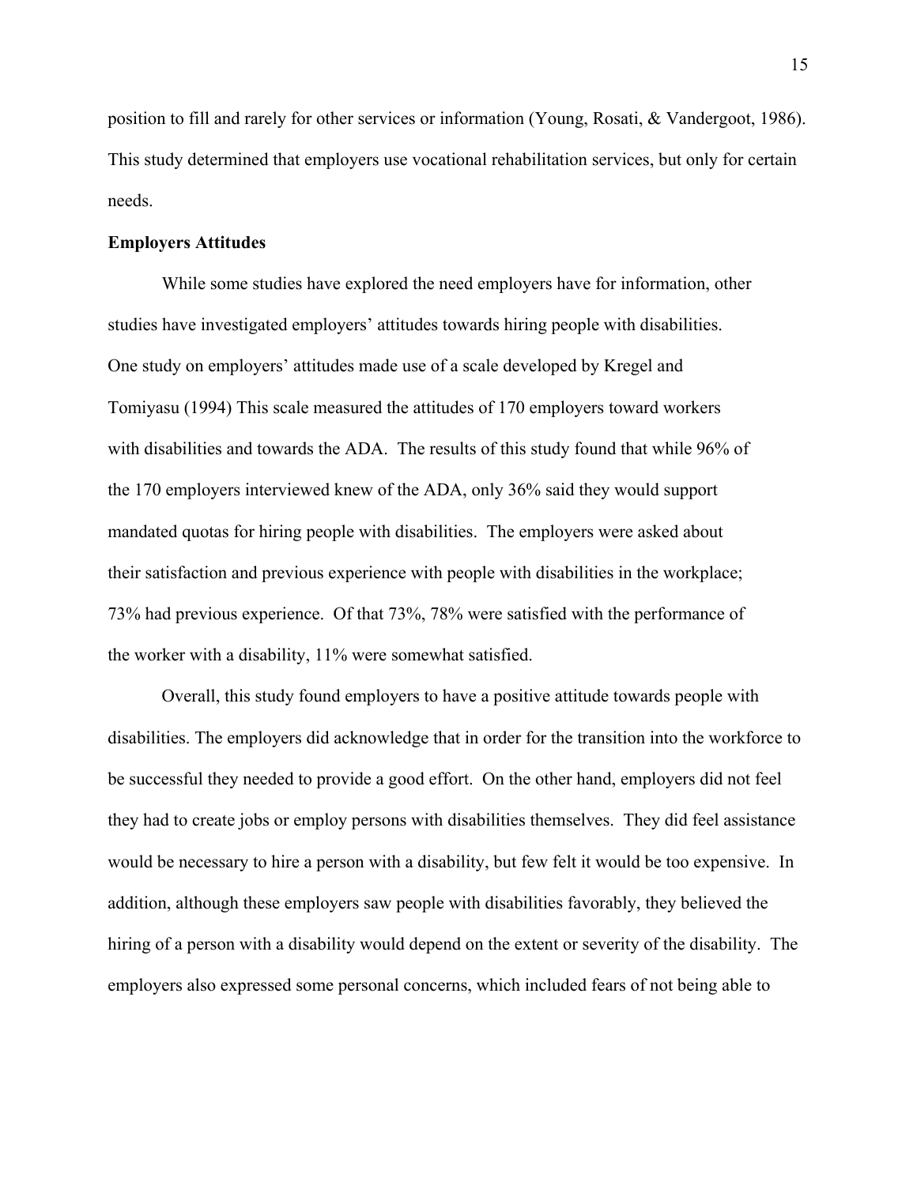position to fill and rarely for other services or information (Young, Rosati, & Vandergoot, 1986). This study determined that employers use vocational rehabilitation services, but only for certain needs.

**Employers Attitudes**

While some studies have explored the need employers have for information, other studies have investigated employers' attitudes towards hiring people with disabilities. One study on employers' attitudes made use of a scale developed by Kregel and Tomiyasu (1994) This scale measured the attitudes of 170 employers toward workers with disabilities and towards the ADA. The results of this study found that while 96% of the 170 employers interviewed knew of the ADA, only 36% said they would support mandated quotas for hiring people with disabilities. The employers were asked about their satisfaction and previous experience with people with disabilities in the workplace; 73% had previous experience. Of that 73%, 78% were satisfied with the performance of the worker with a disability, 11% were somewhat satisfied.

Overall, this study found employers to have a positive attitude towards people with disabilities. The employers did acknowledge that in order for the transition into the workforce to be successful they needed to provide a good effort. On the other hand, employers did not feel they had to create jobs or employ persons with disabilities themselves. They did feel assistance would be necessary to hire a person with a disability, but few felt it would be too expensive. In addition, although these employers saw people with disabilities favorably, they believed the hiring of a person with a disability would depend on the extent or severity of the disability. The employers also expressed some personal concerns, which included fears of not being able to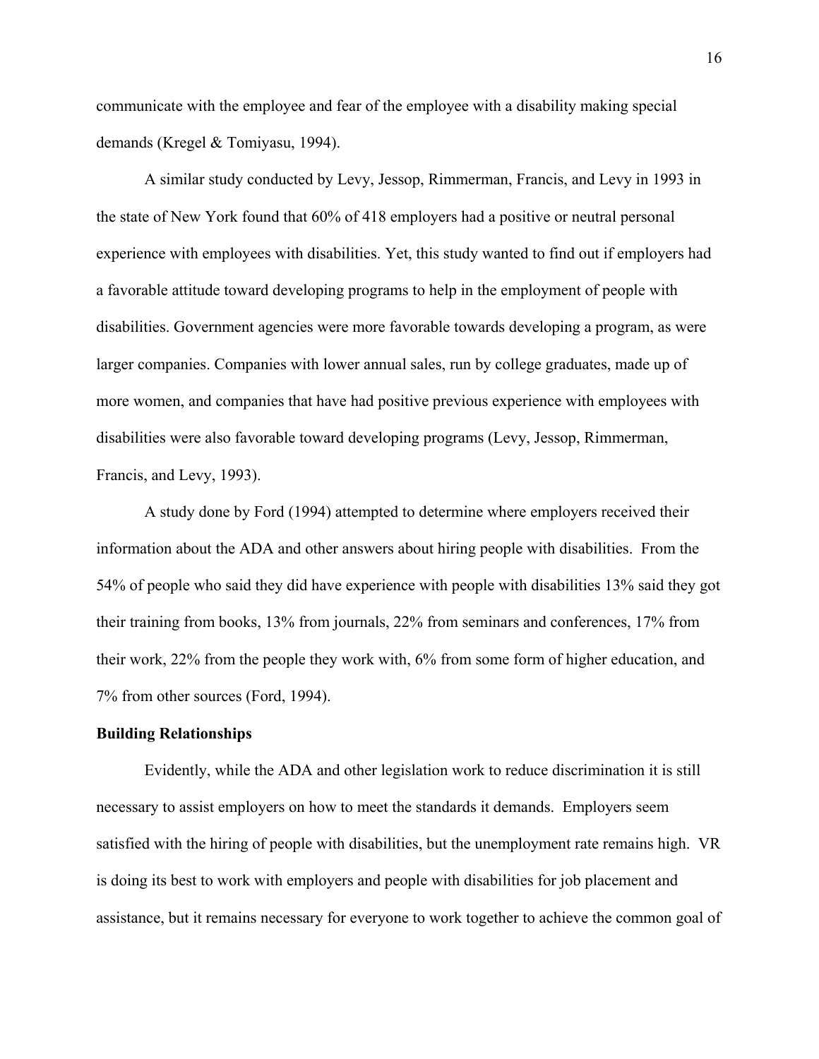communicate with the employee and fear of the employee with a disability making special demands (Kregel & Tomiyasu, 1994).

A similar study conducted by Levy, Jessop, Rimmerman, Francis, and Levy in 1993 in the state of New York found that 60% of 418 employers had a positive or neutral personal experience with employees with disabilities. Yet, this study wanted to find out if employers had a favorable attitude toward developing programs to help in the employment of people with disabilities. Government agencies were more favorable towards developing a program, as were larger companies. Companies with lower annual sales, run by college graduates, made up of more women, and companies that have had positive previous experience with employees with disabilities were also favorable toward developing programs (Levy, Jessop, Rimmerman, Francis, and Levy, 1993).

A study done by Ford (1994) attempted to determine where employers received their information about the ADA and other answers about hiring people with disabilities. From the 54% of people who said they did have experience with people with disabilities 13% said they got their training from books, 13% from journals, 22% from seminars and conferences, 17% from their work, 22% from the people they work with, 6% from some form of higher education, and 7% from other sources (Ford, 1994).

**Building Relationships**

Evidently, while the ADA and other legislation work to reduce discrimination it is still necessary to assist employers on how to meet the standards it demands. Employers seem satisfied with the hiring of people with disabilities, but the unemployment rate remains high. VR is doing its best to work with employers and people with disabilities for job placement and assistance, but it remains necessary for everyone to work together to achieve the common goal of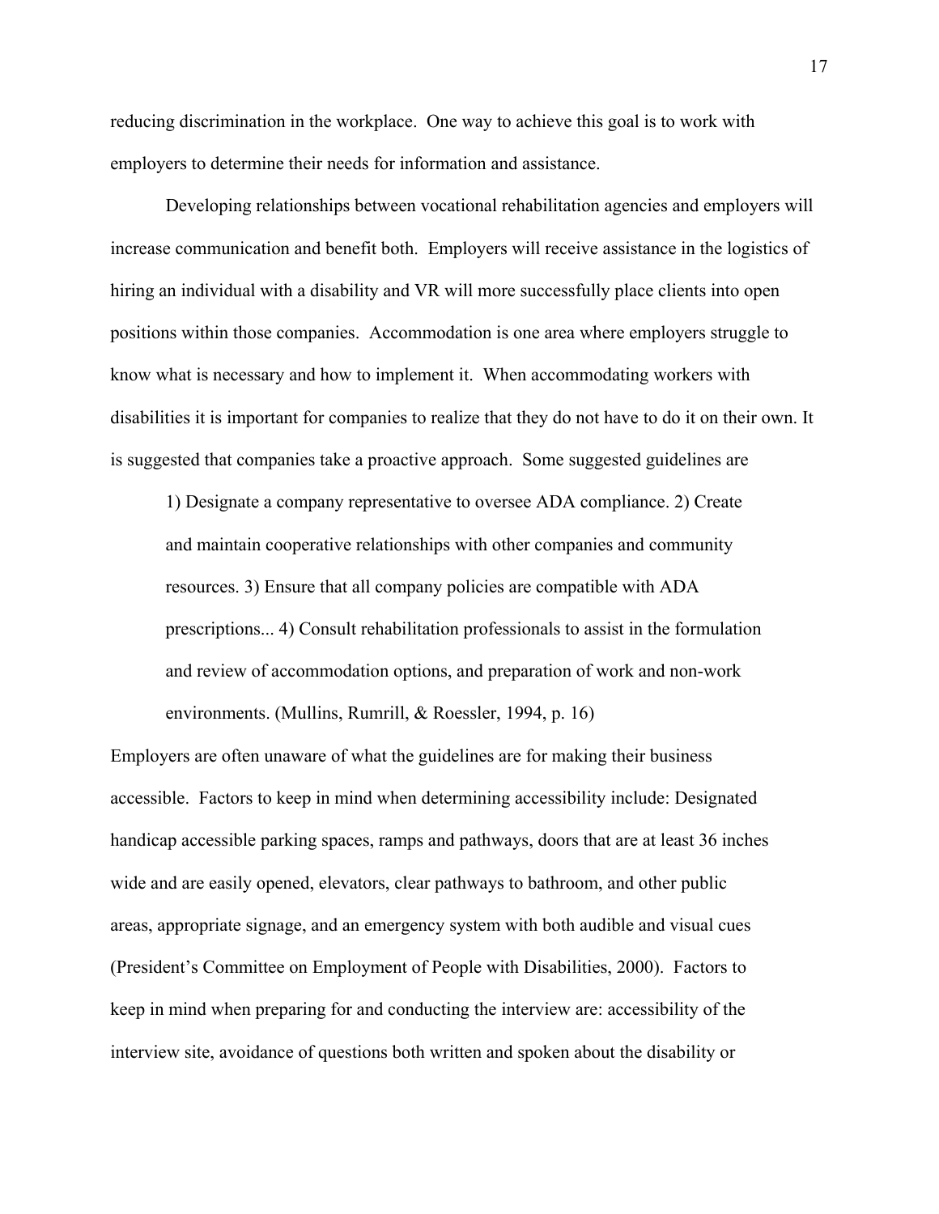reducing discrimination in the workplace. One way to achieve this goal is to work with employers to determine their needs for information and assistance.

Developing relationships between vocational rehabilitation agencies and employers will increase communication and benefit both. Employers will receive assistance in the logistics of hiring an individual with a disability and VR will more successfully place clients into open positions within those companies. Accommodation is one area where employers struggle to know what is necessary and how to implement it. When accommodating workers with disabilities it is important for companies to realize that they do not have to do it on their own. It is suggested that companies take a proactive approach. Some suggested guidelines are

> 1) Designate a company representative to oversee ADA compliance. 2) Create and maintain cooperative relationships with other companies and community resources. 3) Ensure that all company policies are compatible with ADA prescriptions... 4) Consult rehabilitation professionals to assist in the formulation and review of accommodation options, and preparation of work and non-work environments. (Mullins, Rumrill, & Roessler, 1994, p. 16)

Employers are often unaware of what the guidelines are for making their business accessible. Factors to keep in mind when determining accessibility include: Designated handicap accessible parking spaces, ramps and pathways, doors that are at least 36 inches wide and are easily opened, elevators, clear pathways to bathroom, and other public areas, appropriate signage, and an emergency system with both audible and visual cues (President's Committee on Employment of People with Disabilities, 2000). Factors to keep in mind when preparing for and conducting the interview are: accessibility of the interview site, avoidance of questions both written and spoken about the disability or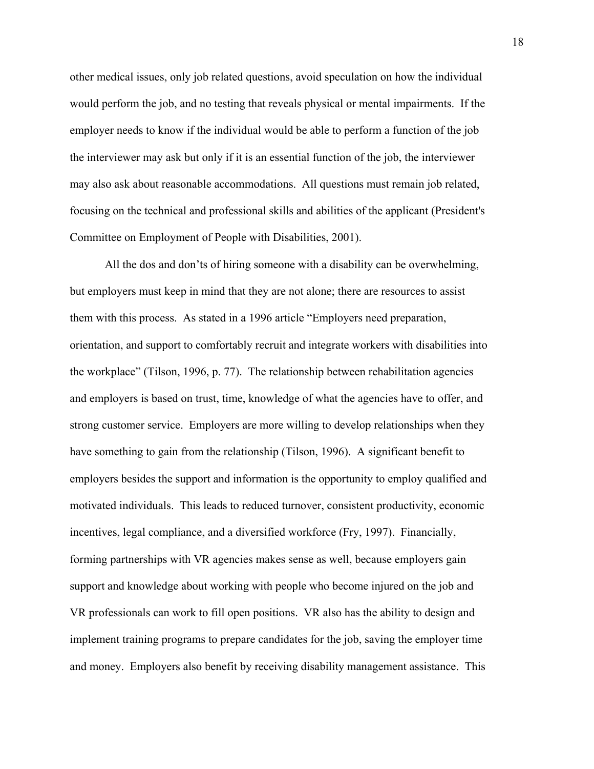other medical issues, only job related questions, avoid speculation on how the individual would perform the job, and no testing that reveals physical or mental impairments. If the employer needs to know if the individual would be able to perform a function of the job the interviewer may ask but only if it is an essential function of the job, the interviewer may also ask about reasonable accommodations. All questions must remain job related, focusing on the technical and professional skills and abilities of the applicant (President's Committee on Employment of People with Disabilities, 2001).

All the dos and don'ts of hiring someone with a disability can be overwhelming, but employers must keep in mind that they are not alone; there are resources to assist them with this process. As stated in a 1996 article "Employers need preparation, orientation, and support to comfortably recruit and integrate workers with disabilities into the workplace" (Tilson, 1996, p. 77). The relationship between rehabilitation agencies and employers is based on trust, time, knowledge of what the agencies have to offer, and strong customer service. Employers are more willing to develop relationships when they have something to gain from the relationship (Tilson, 1996). A significant benefit to employers besides the support and information is the opportunity to employ qualified and motivated individuals. This leads to reduced turnover, consistent productivity, economic incentives, legal compliance, and a diversified workforce (Fry, 1997). Financially, forming partnerships with VR agencies makes sense as well, because employers gain support and knowledge about working with people who become injured on the job and VR professionals can work to fill open positions. VR also has the ability to design and implement training programs to prepare candidates for the job, saving the employer time and money. Employers also benefit by receiving disability management assistance. This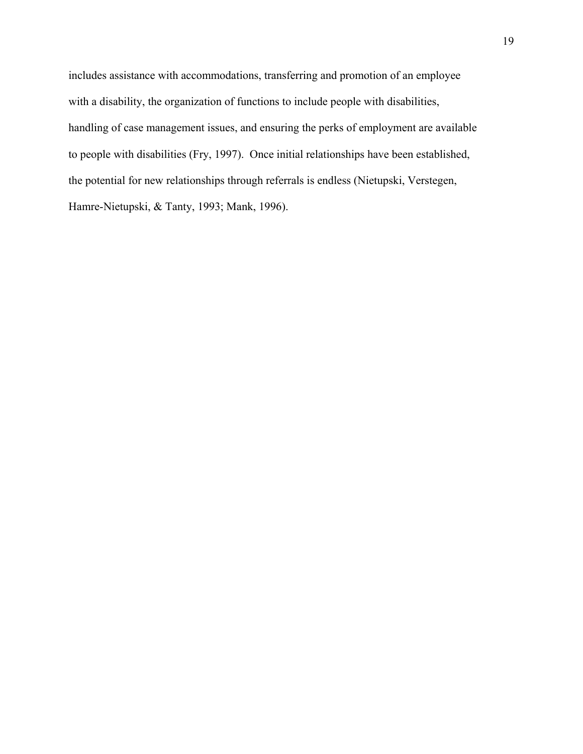includes assistance with accommodations, transferring and promotion of an employee with a disability, the organization of functions to include people with disabilities, handling of case management issues, and ensuring the perks of employment are available to people with disabilities (Fry, 1997). Once initial relationships have been established, the potential for new relationships through referrals is endless (Nietupski, Verstegen, Hamre-Nietupski, & Tanty, 1993; Mank, 1996).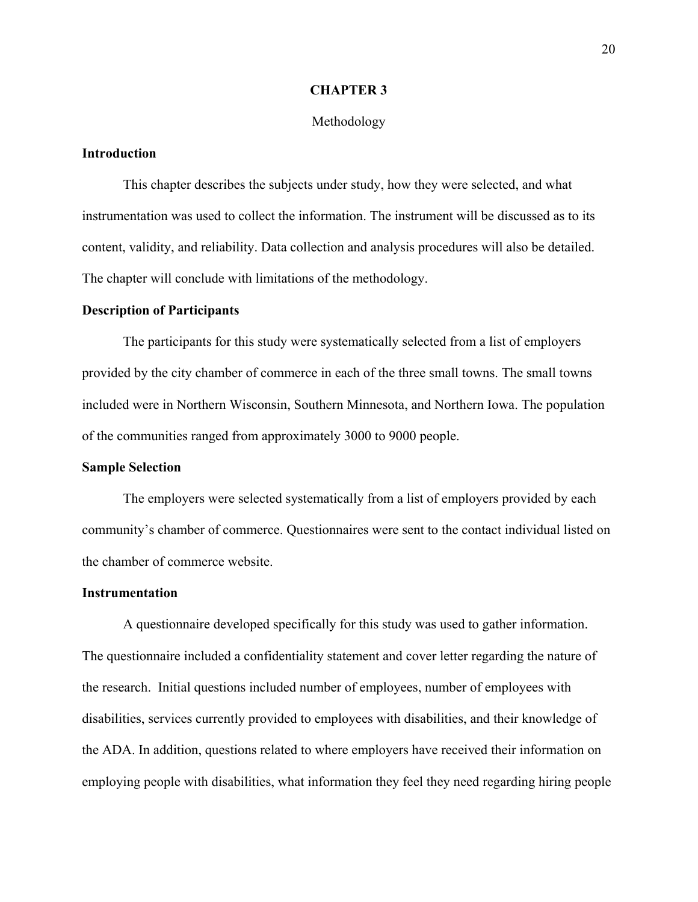# CHAPTER 3

Methodology

### Introduction

This chapter describes the subjects under study, how they were selected, and what instrumentation was used to collect the information. The instrument will be discussed as to its content, validity, and reliability. Data collection and analysis procedures will also be detailed. The chapter will conclude with limitations of the methodology.

### Description of Participants

The participants for this study were systematically selected from a list of employers provided by the city chamber of commerce in each of the three small towns. The small towns included were in Northern Wisconsin, Southern Minnesota, and Northern Iowa. The population of the communities ranged from approximately 3000 to 9000 people.

### Sample Selection

The employers were selected systematically from a list of employers provided by each community's chamber of commerce. Questionnaires were sent to the contact individual listed on the chamber of commerce website.

### Instrumentation

A questionnaire developed specifically for this study was used to gather information. The questionnaire included a confidentiality statement and cover letter regarding the nature of the research. Initial questions included number of employees, number of employees with disabilities, services currently provided to employees with disabilities, and their knowledge of the ADA. In addition, questions related to where employers have received their information on employing people with disabilities, what information they feel they need regarding hiring people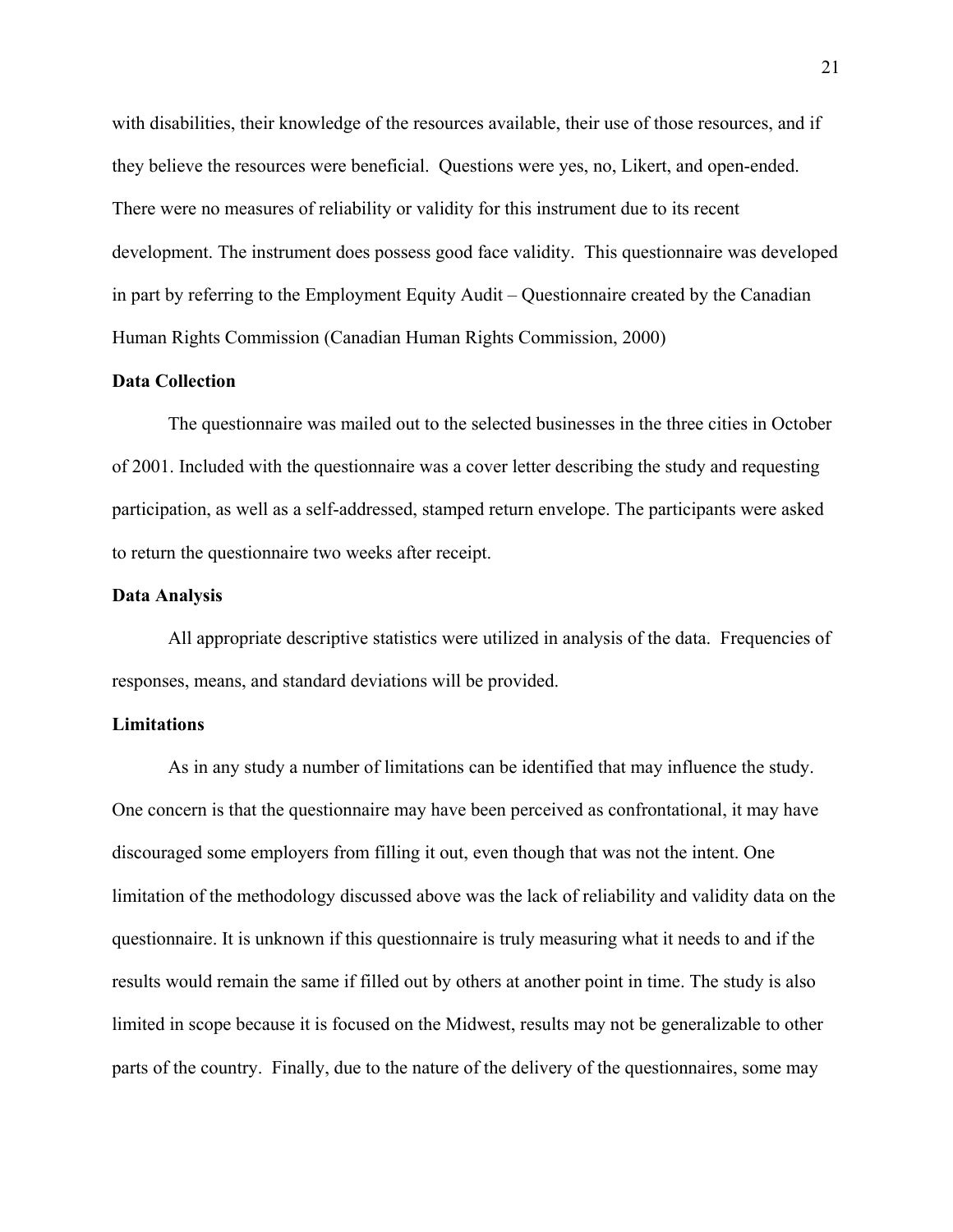with disabilities, their knowledge of the resources available, their use of those resources, and if they believe the resources were beneficial. Questions were yes, no, Likert, and open-ended. There were no measures of reliability or validity for this instrument due to its recent development. The instrument does possess good face validity. This questionnaire was developed in part by referring to the Employment Equity Audit – Questionnaire created by the Canadian Human Rights Commission (Canadian Human Rights Commission, 2000)

**Data Collection**

The questionnaire was mailed out to the selected businesses in the three cities in October of 2001. Included with the questionnaire was a cover letter describing the study and requesting participation, as well as a self-addressed, stamped return envelope. The participants were asked to return the questionnaire two weeks after receipt.

**Data Analysis**

All appropriate descriptive statistics were utilized in analysis of the data. Frequencies of responses, means, and standard deviations will be provided.

**Limitations**

As in any study a number of limitations can be identified that may influence the study. One concern is that the questionnaire may have been perceived as confrontational, it may have discouraged some employers from filling it out, even though that was not the intent. One limitation of the methodology discussed above was the lack of reliability and validity data on the questionnaire. It is unknown if this questionnaire is truly measuring what it needs to and if the results would remain the same if filled out by others at another point in time. The study is also limited in scope because it is focused on the Midwest, results may not be generalizable to other parts of the country. Finally, due to the nature of the delivery of the questionnaires, some may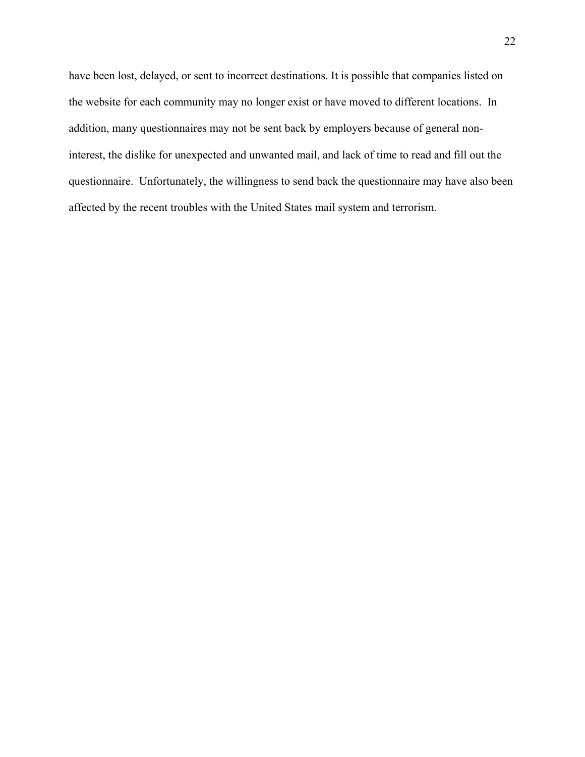have been lost, delayed, or sent to incorrect destinations. It is possible that companies listed on the website for each community may no longer exist or have moved to different locations. In addition, many questionnaires may not be sent back by employers because of general non-interest, the dislike for unexpected and unwanted mail, and lack of time to read and fill out the questionnaire. Unfortunately, the willingness to send back the questionnaire may have also been affected by the recent troubles with the United States mail system and terrorism.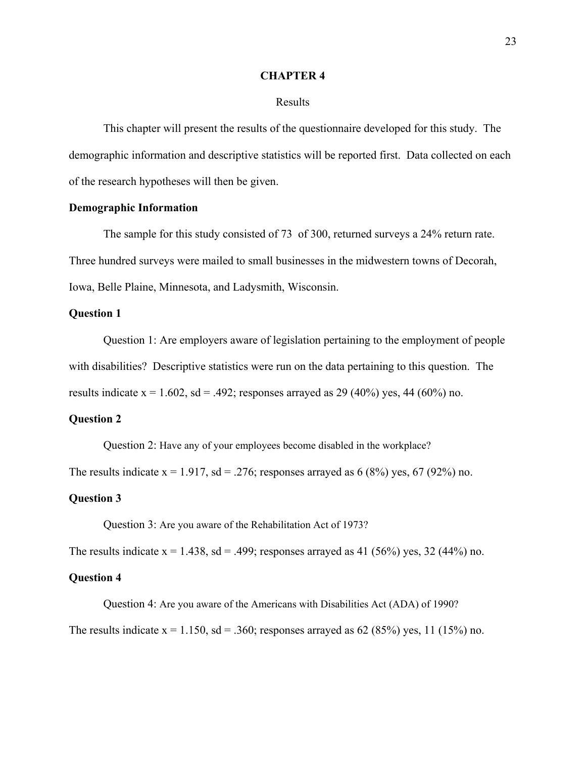# CHAPTER 4

## Results

This chapter will present the results of the questionnaire developed for this study. The demographic information and descriptive statistics will be reported first. Data collected on each of the research hypotheses will then be given.

### Demographic Information

The sample for this study consisted of 73 of 300, returned surveys a 24% return rate. Three hundred surveys were mailed to small businesses in the midwestern towns of Decorah, Iowa, Belle Plaine, Minnesota, and Ladysmith, Wisconsin.

### Question 1

Question 1: Are employers aware of legislation pertaining to the employment of people with disabilities? Descriptive statistics were run on the data pertaining to this question. The results indicate $x = 1.602$, $sd = .492$; responses arrayed as 29 (40%) yes, 44 (60%) no.

### Question 2

Question 2: Have any of your employees become disabled in the workplace?

The results indicate $x = 1.917$, $sd = .276$; responses arrayed as 6 (8%) yes, 67 (92%) no.

### Question 3

Question 3: Are you aware of the Rehabilitation Act of 1973?

The results indicate $x = 1.438$, $sd = .499$; responses arrayed as 41 (56%) yes, 32 (44%) no.

### Question 4

Question 4: Are you aware of the Americans with Disabilities Act (ADA) of 1990?

The results indicate $x = 1.150$, $sd = .360$; responses arrayed as 62 (85%) yes, 11 (15%) no.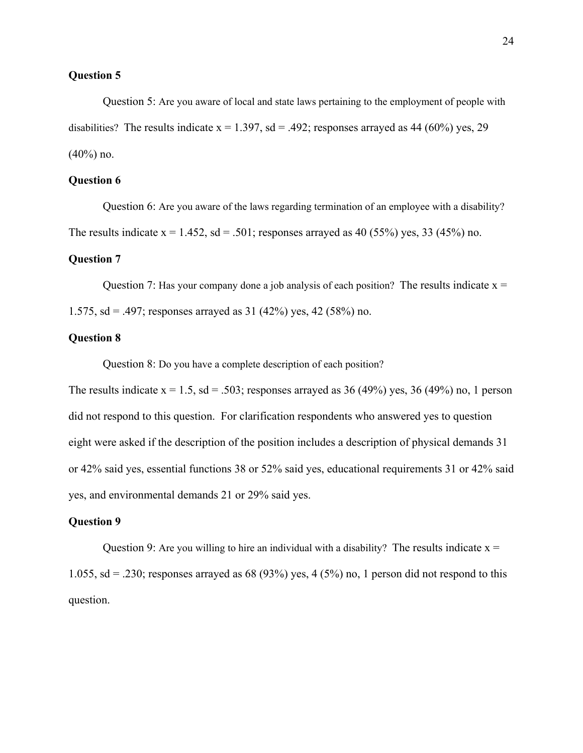**Question 5**

Question 5: Are you aware of local and state laws pertaining to the employment of people with disabilities? The results indicate x = 1.397, sd = .492; responses arrayed as 44 (60%) yes, 29 (40%) no.

**Question 6**

Question 6: Are you aware of the laws regarding termination of an employee with a disability? The results indicate x = 1.452, sd = .501; responses arrayed as 40 (55%) yes, 33 (45%) no.

**Question 7**

Question 7: Has your company done a job analysis of each position? The results indicate x = 1.575, sd = .497; responses arrayed as 31 (42%) yes, 42 (58%) no.

**Question 8**

Question 8: Do you have a complete description of each position?
The results indicate x = 1.5, sd = .503; responses arrayed as 36 (49%) yes, 36 (49%) no, 1 person did not respond to this question. For clarification respondents who answered yes to question eight were asked if the description of the position includes a description of physical demands 31 or 42% said yes, essential functions 38 or 52% said yes, educational requirements 31 or 42% said yes, and environmental demands 21 or 29% said yes.

**Question 9**

Question 9: Are you willing to hire an individual with a disability? The results indicate x = 1.055, sd = .230; responses arrayed as 68 (93%) yes, 4 (5%) no, 1 person did not respond to this question.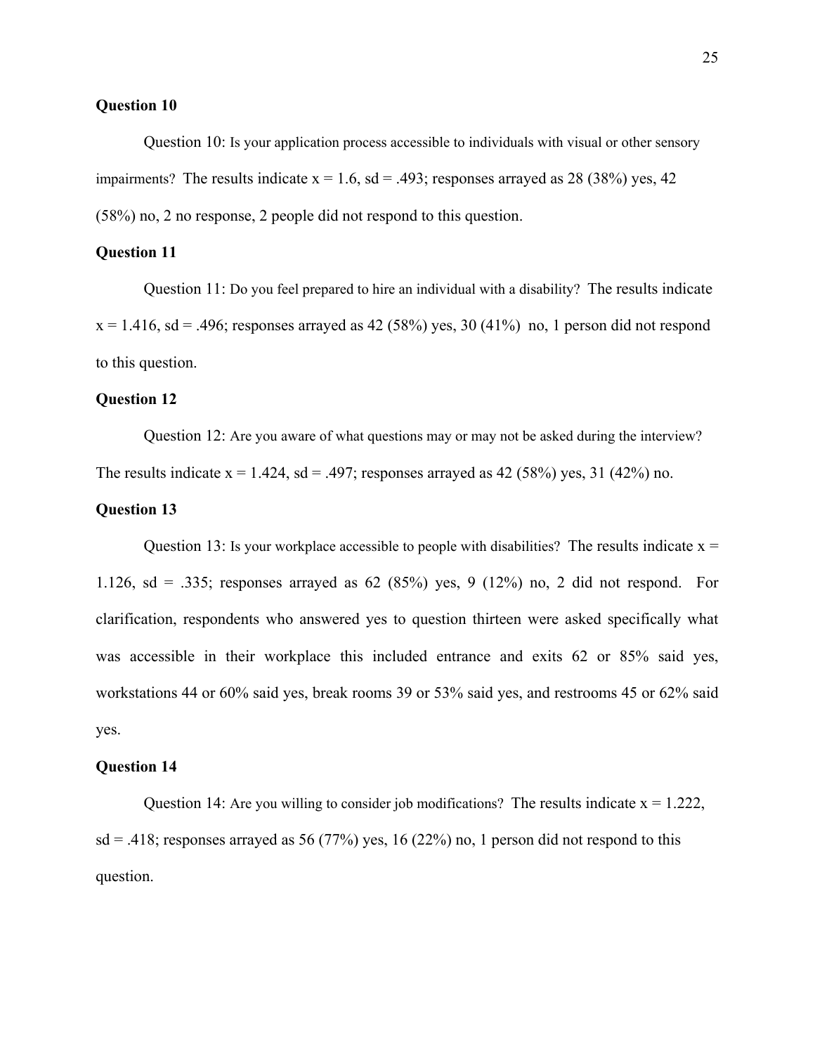**Question 10**

Question 10: Is your application process accessible to individuals with visual or other sensory impairments? The results indicate $x = 1.6$, $sd = .493$; responses arrayed as 28 (38%) yes, 42 (58%) no, 2 no response, 2 people did not respond to this question.

**Question 11**

Question 11: Do you feel prepared to hire an individual with a disability? The results indicate $x = 1.416$, $sd = .496$; responses arrayed as 42 (58%) yes, 30 (41%) no, 1 person did not respond to this question.

**Question 12**

Question 12: Are you aware of what questions may or may not be asked during the interview? The results indicate $x = 1.424$, $sd = .497$; responses arrayed as 42 (58%) yes, 31 (42%) no.

**Question 13**

Question 13: Is your workplace accessible to people with disabilities? The results indicate $x = 1.126$, $sd = .335$; responses arrayed as 62 (85%) yes, 9 (12%) no, 2 did not respond. For clarification, respondents who answered yes to question thirteen were asked specifically what was accessible in their workplace this included entrance and exits 62 or 85% said yes, workstations 44 or 60% said yes, break rooms 39 or 53% said yes, and restrooms 45 or 62% said yes.

**Question 14**

Question 14: Are you willing to consider job modifications? The results indicate $x = 1.222$, $sd = .418$; responses arrayed as 56 (77%) yes, 16 (22%) no, 1 person did not respond to this question.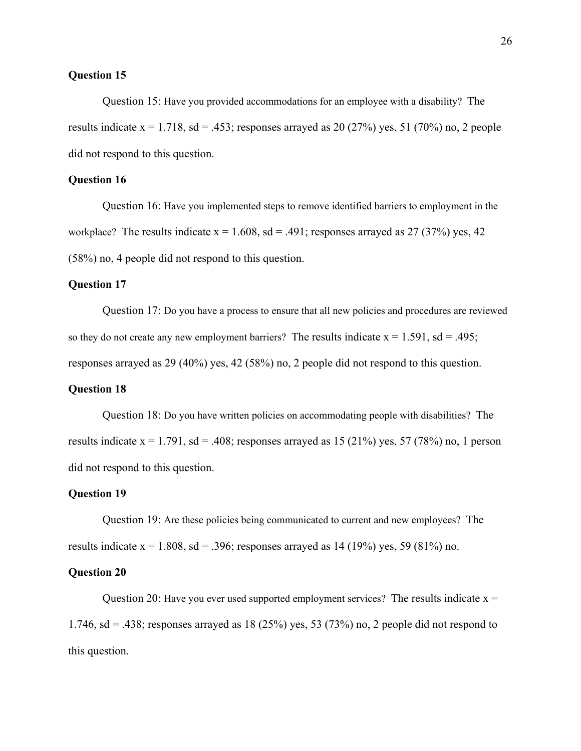### Question 15

Question 15: Have you provided accommodations for an employee with a disability? The results indicate $x = 1.718$, $sd = .453$; responses arrayed as 20 (27%) yes, 51 (70%) no, 2 people did not respond to this question.

### Question 16

Question 16: Have you implemented steps to remove identified barriers to employment in the workplace? The results indicate $x = 1.608$, $sd = .491$; responses arrayed as 27 (37%) yes, 42 (58%) no, 4 people did not respond to this question.

### Question 17

Question 17: Do you have a process to ensure that all new policies and procedures are reviewed so they do not create any new employment barriers? The results indicate $x = 1.591$, $sd = .495$; responses arrayed as 29 (40%) yes, 42 (58%) no, 2 people did not respond to this question.

### Question 18

Question 18: Do you have written policies on accommodating people with disabilities? The results indicate $x = 1.791$, $sd = .408$; responses arrayed as 15 (21%) yes, 57 (78%) no, 1 person did not respond to this question.

### Question 19

Question 19: Are these policies being communicated to current and new employees? The results indicate $x = 1.808$, $sd = .396$; responses arrayed as 14 (19%) yes, 59 (81%) no.

### Question 20

Question 20: Have you ever used supported employment services? The results indicate $x = 1.746$, $sd = .438$; responses arrayed as 18 (25%) yes, 53 (73%) no, 2 people did not respond to this question.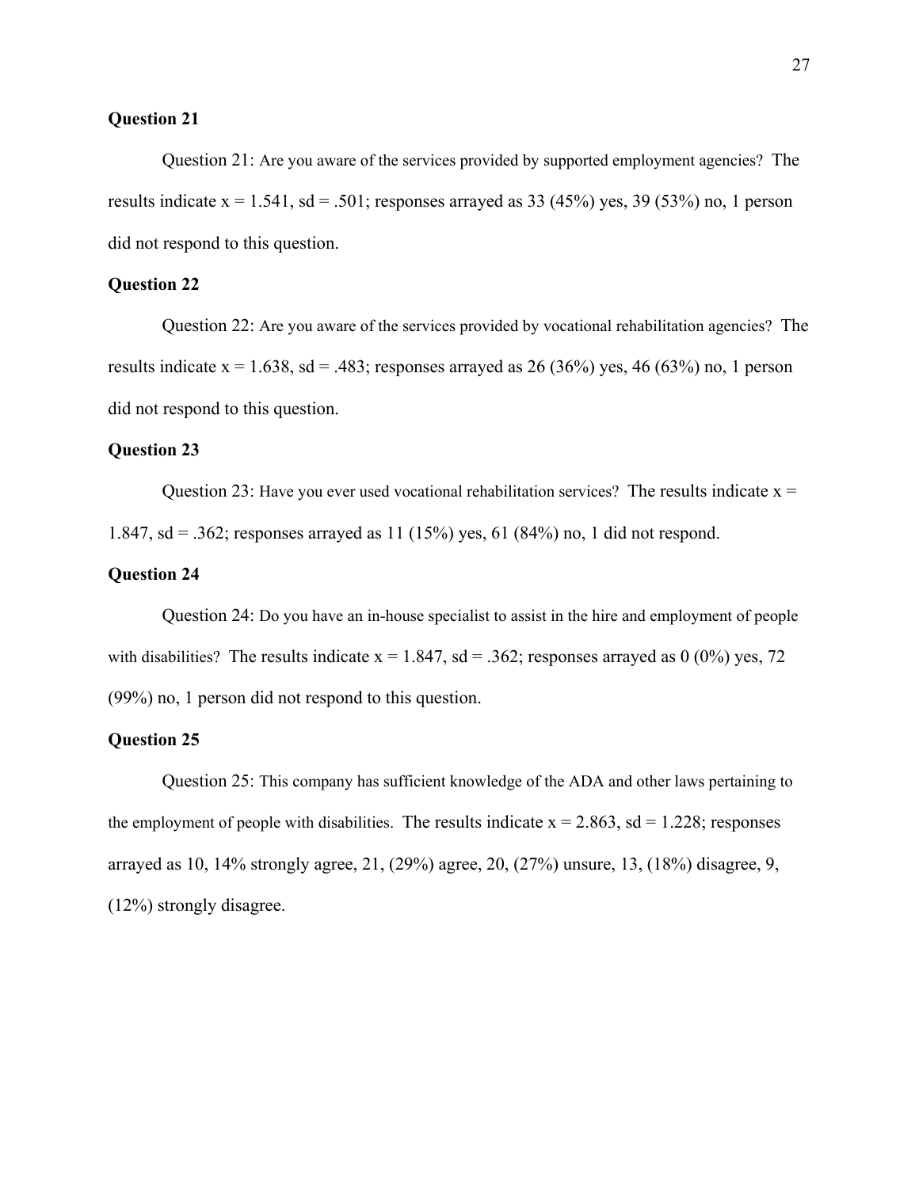**Question 21**

Question 21: Are you aware of the services provided by supported employment agencies? The results indicate x = 1.541, sd = .501; responses arrayed as 33 (45%) yes, 39 (53%) no, 1 person did not respond to this question.

**Question 22**

Question 22: Are you aware of the services provided by vocational rehabilitation agencies? The results indicate x = 1.638, sd = .483; responses arrayed as 26 (36%) yes, 46 (63%) no, 1 person did not respond to this question.

**Question 23**

Question 23: Have you ever used vocational rehabilitation services? The results indicate x = 1.847, sd = .362; responses arrayed as 11 (15%) yes, 61 (84%) no, 1 did not respond.

**Question 24**

Question 24: Do you have an in-house specialist to assist in the hire and employment of people with disabilities? The results indicate x = 1.847, sd = .362; responses arrayed as 0 (0%) yes, 72 (99%) no, 1 person did not respond to this question.

**Question 25**

Question 25: This company has sufficient knowledge of the ADA and other laws pertaining to the employment of people with disabilities. The results indicate x = 2.863, sd = 1.228; responses arrayed as 10, 14% strongly agree, 21, (29%) agree, 20, (27%) unsure, 13, (18%) disagree, 9, (12%) strongly disagree.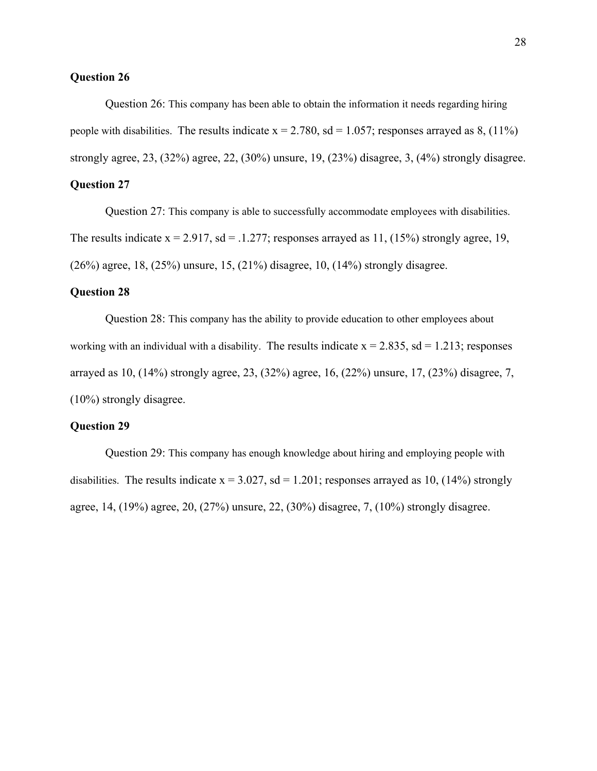**Question 26**

Question 26: This company has been able to obtain the information it needs regarding hiring people with disabilities. The results indicate x = 2.780, sd = 1.057; responses arrayed as 8, (11%) strongly agree, 23, (32%) agree, 22, (30%) unsure, 19, (23%) disagree, 3, (4%) strongly disagree.

**Question 27**

Question 27: This company is able to successfully accommodate employees with disabilities. The results indicate x = 2.917, sd = .1.277; responses arrayed as 11, (15%) strongly agree, 19, (26%) agree, 18, (25%) unsure, 15, (21%) disagree, 10, (14%) strongly disagree.

**Question 28**

Question 28: This company has the ability to provide education to other employees about working with an individual with a disability. The results indicate x = 2.835, sd = 1.213; responses arrayed as 10, (14%) strongly agree, 23, (32%) agree, 16, (22%) unsure, 17, (23%) disagree, 7, (10%) strongly disagree.

**Question 29**

Question 29: This company has enough knowledge about hiring and employing people with disabilities. The results indicate x = 3.027, sd = 1.201; responses arrayed as 10, (14%) strongly agree, 14, (19%) agree, 20, (27%) unsure, 22, (30%) disagree, 7, (10%) strongly disagree.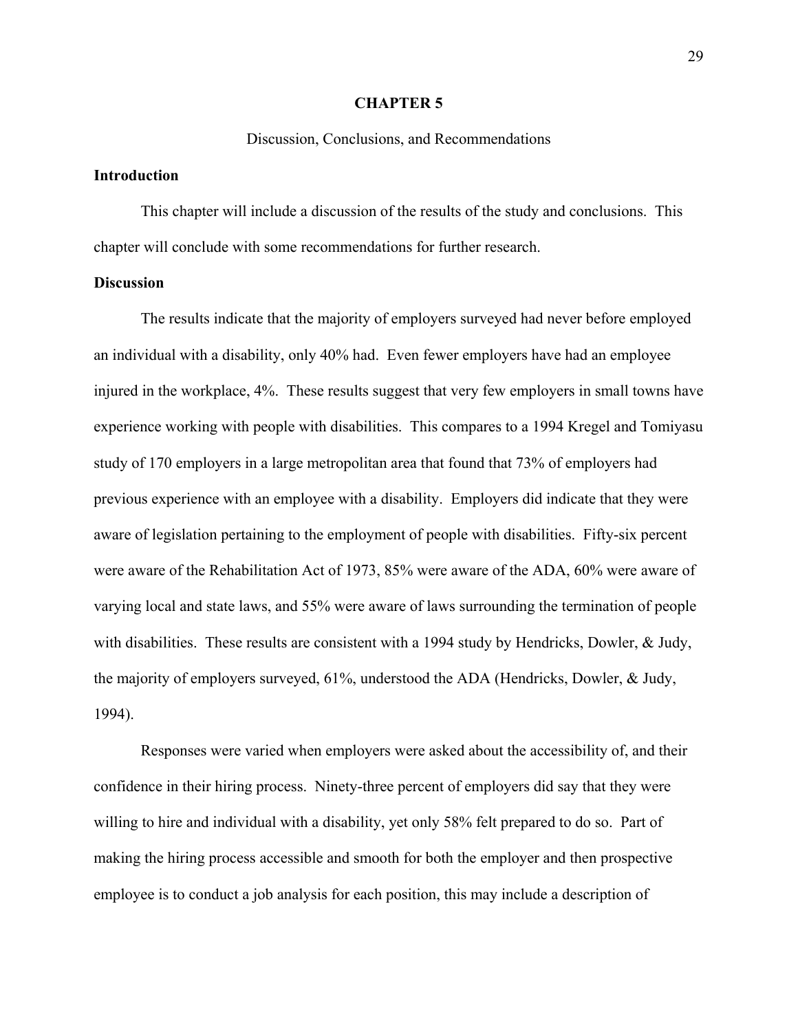# CHAPTER 5

Discussion, Conclusions, and Recommendations

## Introduction

This chapter will include a discussion of the results of the study and conclusions. This chapter will conclude with some recommendations for further research.

## Discussion

The results indicate that the majority of employers surveyed had never before employed an individual with a disability, only 40% had. Even fewer employers have had an employee injured in the workplace, 4%. These results suggest that very few employers in small towns have experience working with people with disabilities. This compares to a 1994 Kregel and Tomiyasu study of 170 employers in a large metropolitan area that found that 73% of employers had previous experience with an employee with a disability. Employers did indicate that they were aware of legislation pertaining to the employment of people with disabilities. Fifty-six percent were aware of the Rehabilitation Act of 1973, 85% were aware of the ADA, 60% were aware of varying local and state laws, and 55% were aware of laws surrounding the termination of people with disabilities. These results are consistent with a 1994 study by Hendricks, Dowler, & Judy, the majority of employers surveyed, 61%, understood the ADA (Hendricks, Dowler, & Judy, 1994).

Responses were varied when employers were asked about the accessibility of, and their confidence in their hiring process. Ninety-three percent of employers did say that they were willing to hire and individual with a disability, yet only 58% felt prepared to do so. Part of making the hiring process accessible and smooth for both the employer and then prospective employee is to conduct a job analysis for each position, this may include a description of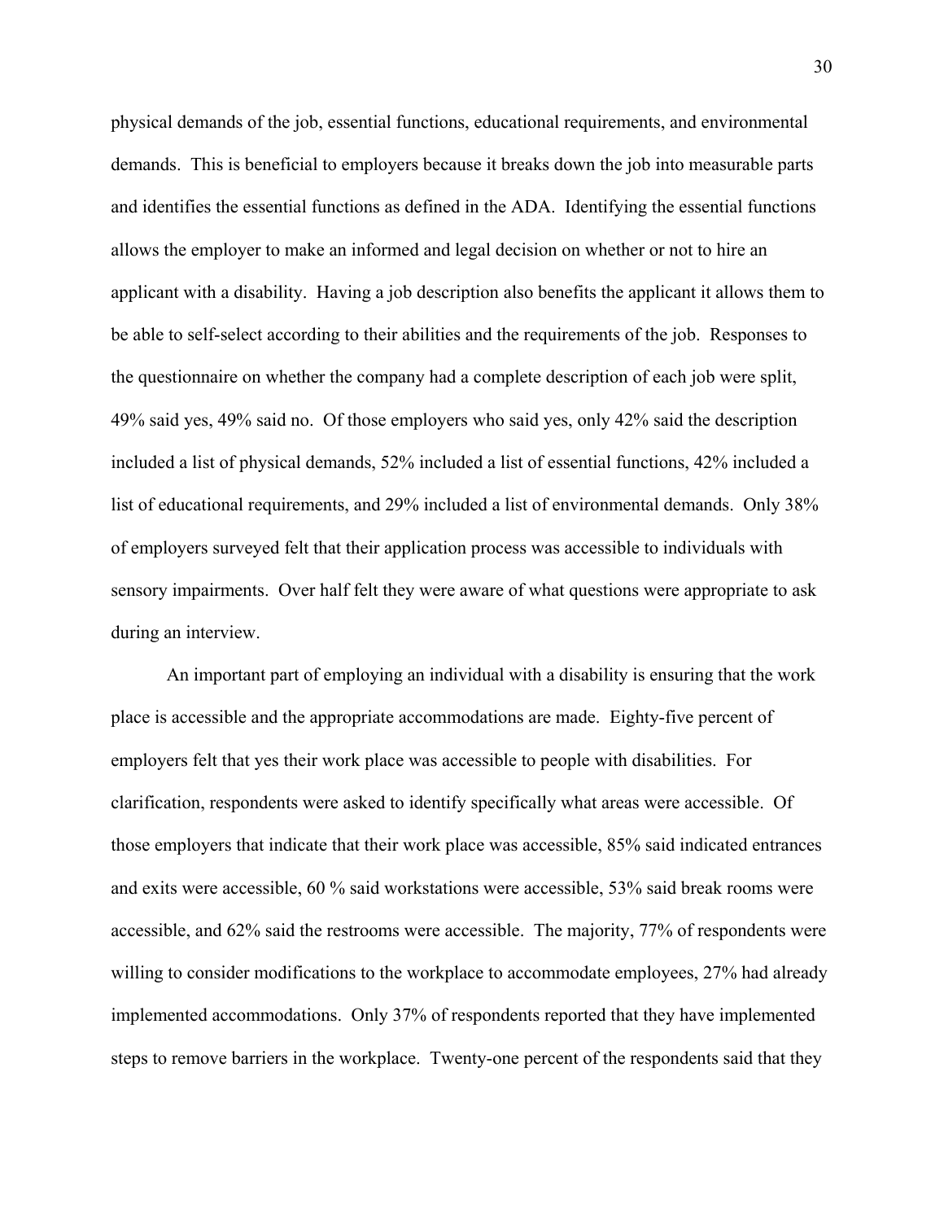physical demands of the job, essential functions, educational requirements, and environmental demands. This is beneficial to employers because it breaks down the job into measurable parts and identifies the essential functions as defined in the ADA. Identifying the essential functions allows the employer to make an informed and legal decision on whether or not to hire an applicant with a disability. Having a job description also benefits the applicant it allows them to be able to self-select according to their abilities and the requirements of the job. Responses to the questionnaire on whether the company had a complete description of each job were split, 49% said yes, 49% said no. Of those employers who said yes, only 42% said the description included a list of physical demands, 52% included a list of essential functions, 42% included a list of educational requirements, and 29% included a list of environmental demands. Only 38% of employers surveyed felt that their application process was accessible to individuals with sensory impairments. Over half felt they were aware of what questions were appropriate to ask during an interview.

An important part of employing an individual with a disability is ensuring that the work place is accessible and the appropriate accommodations are made. Eighty-five percent of employers felt that yes their work place was accessible to people with disabilities. For clarification, respondents were asked to identify specifically what areas were accessible. Of those employers that indicate that their work place was accessible, 85% said indicated entrances and exits were accessible, 60 % said workstations were accessible, 53% said break rooms were accessible, and 62% said the restrooms were accessible. The majority, 77% of respondents were willing to consider modifications to the workplace to accommodate employees, 27% had already implemented accommodations. Only 37% of respondents reported that they have implemented steps to remove barriers in the workplace. Twenty-one percent of the respondents said that they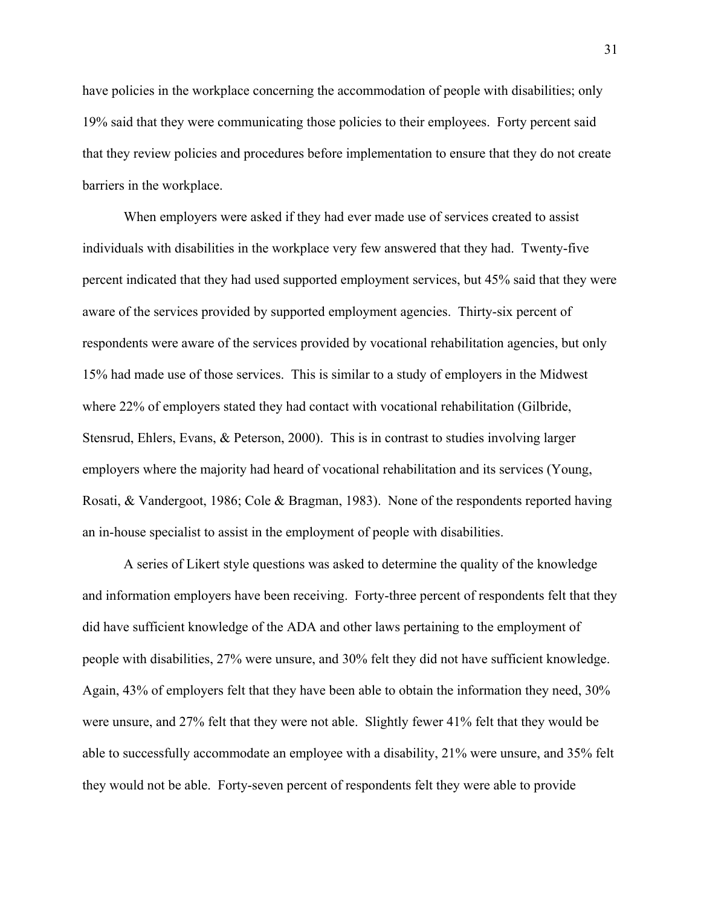have policies in the workplace concerning the accommodation of people with disabilities; only 19% said that they were communicating those policies to their employees. Forty percent said that they review policies and procedures before implementation to ensure that they do not create barriers in the workplace.

When employers were asked if they had ever made use of services created to assist individuals with disabilities in the workplace very few answered that they had. Twenty-five percent indicated that they had used supported employment services, but 45% said that they were aware of the services provided by supported employment agencies. Thirty-six percent of respondents were aware of the services provided by vocational rehabilitation agencies, but only 15% had made use of those services. This is similar to a study of employers in the Midwest where 22% of employers stated they had contact with vocational rehabilitation (Gilbride, Stensrud, Ehlers, Evans, & Peterson, 2000). This is in contrast to studies involving larger employers where the majority had heard of vocational rehabilitation and its services (Young, Rosati, & Vandergoot, 1986; Cole & Bragman, 1983). None of the respondents reported having an in-house specialist to assist in the employment of people with disabilities.

A series of Likert style questions was asked to determine the quality of the knowledge and information employers have been receiving. Forty-three percent of respondents felt that they did have sufficient knowledge of the ADA and other laws pertaining to the employment of people with disabilities, 27% were unsure, and 30% felt they did not have sufficient knowledge. Again, 43% of employers felt that they have been able to obtain the information they need, 30% were unsure, and 27% felt that they were not able. Slightly fewer 41% felt that they would be able to successfully accommodate an employee with a disability, 21% were unsure, and 35% felt they would not be able. Forty-seven percent of respondents felt they were able to provide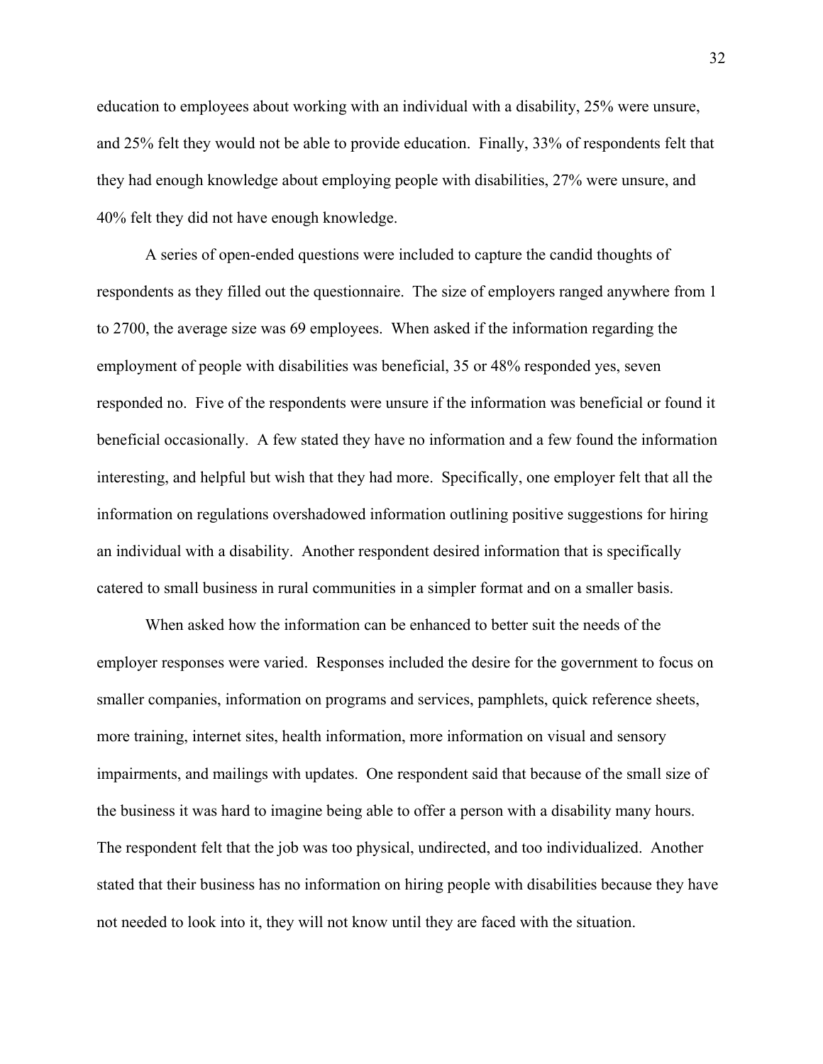education to employees about working with an individual with a disability, 25% were unsure, and 25% felt they would not be able to provide education. Finally, 33% of respondents felt that they had enough knowledge about employing people with disabilities, 27% were unsure, and 40% felt they did not have enough knowledge.

A series of open-ended questions were included to capture the candid thoughts of respondents as they filled out the questionnaire. The size of employers ranged anywhere from 1 to 2700, the average size was 69 employees. When asked if the information regarding the employment of people with disabilities was beneficial, 35 or 48% responded yes, seven responded no. Five of the respondents were unsure if the information was beneficial or found it beneficial occasionally. A few stated they have no information and a few found the information interesting, and helpful but wish that they had more. Specifically, one employer felt that all the information on regulations overshadowed information outlining positive suggestions for hiring an individual with a disability. Another respondent desired information that is specifically catered to small business in rural communities in a simpler format and on a smaller basis.

When asked how the information can be enhanced to better suit the needs of the employer responses were varied. Responses included the desire for the government to focus on smaller companies, information on programs and services, pamphlets, quick reference sheets, more training, internet sites, health information, more information on visual and sensory impairments, and mailings with updates. One respondent said that because of the small size of the business it was hard to imagine being able to offer a person with a disability many hours. The respondent felt that the job was too physical, undirected, and too individualized. Another stated that their business has no information on hiring people with disabilities because they have not needed to look into it, they will not know until they are faced with the situation.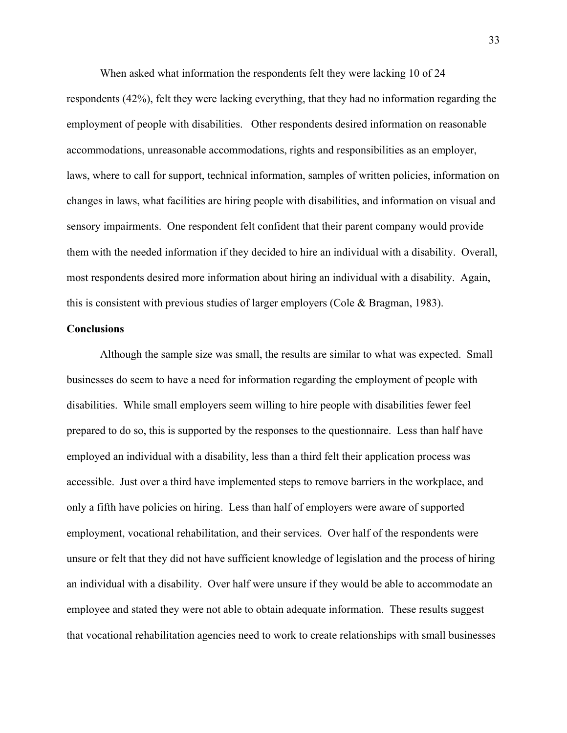When asked what information the respondents felt they were lacking 10 of 24 respondents (42%), felt they were lacking everything, that they had no information regarding the employment of people with disabilities. Other respondents desired information on reasonable accommodations, unreasonable accommodations, rights and responsibilities as an employer, laws, where to call for support, technical information, samples of written policies, information on changes in laws, what facilities are hiring people with disabilities, and information on visual and sensory impairments. One respondent felt confident that their parent company would provide them with the needed information if they decided to hire an individual with a disability. Overall, most respondents desired more information about hiring an individual with a disability. Again, this is consistent with previous studies of larger employers (Cole & Bragman, 1983).

**Conclusions**

Although the sample size was small, the results are similar to what was expected. Small businesses do seem to have a need for information regarding the employment of people with disabilities. While small employers seem willing to hire people with disabilities fewer feel prepared to do so, this is supported by the responses to the questionnaire. Less than half have employed an individual with a disability, less than a third felt their application process was accessible. Just over a third have implemented steps to remove barriers in the workplace, and only a fifth have policies on hiring. Less than half of employers were aware of supported employment, vocational rehabilitation, and their services. Over half of the respondents were unsure or felt that they did not have sufficient knowledge of legislation and the process of hiring an individual with a disability. Over half were unsure if they would be able to accommodate an employee and stated they were not able to obtain adequate information. These results suggest that vocational rehabilitation agencies need to work to create relationships with small businesses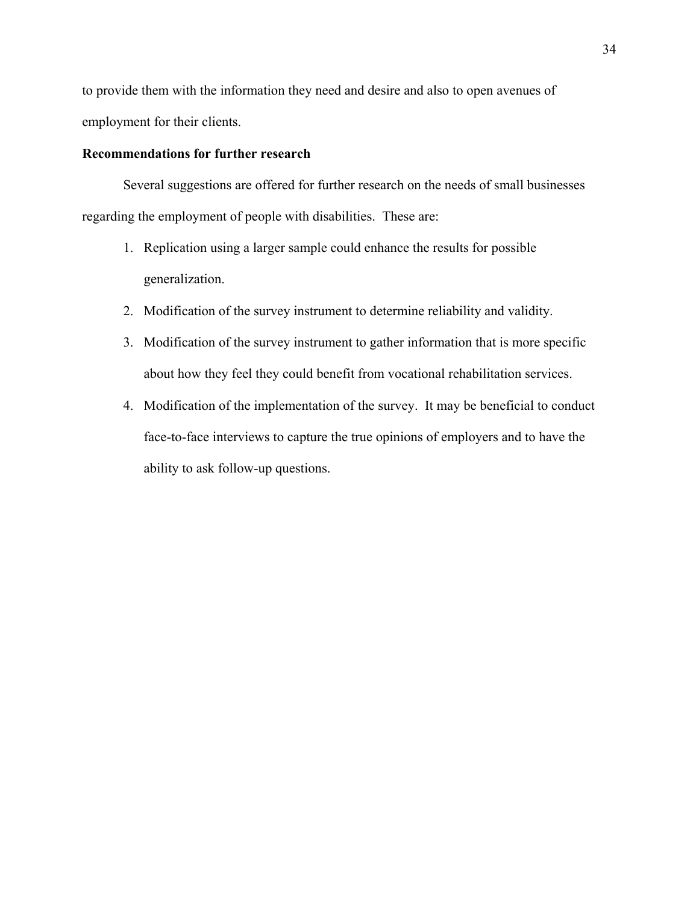to provide them with the information they need and desire and also to open avenues of employment for their clients.

**Recommendations for further research**

Several suggestions are offered for further research on the needs of small businesses regarding the employment of people with disabilities. These are:

1. Replication using a larger sample could enhance the results for possible generalization.
2. Modification of the survey instrument to determine reliability and validity.
3. Modification of the survey instrument to gather information that is more specific about how they feel they could benefit from vocational rehabilitation services.
4. Modification of the implementation of the survey. It may be beneficial to conduct face-to-face interviews to capture the true opinions of employers and to have the ability to ask follow-up questions.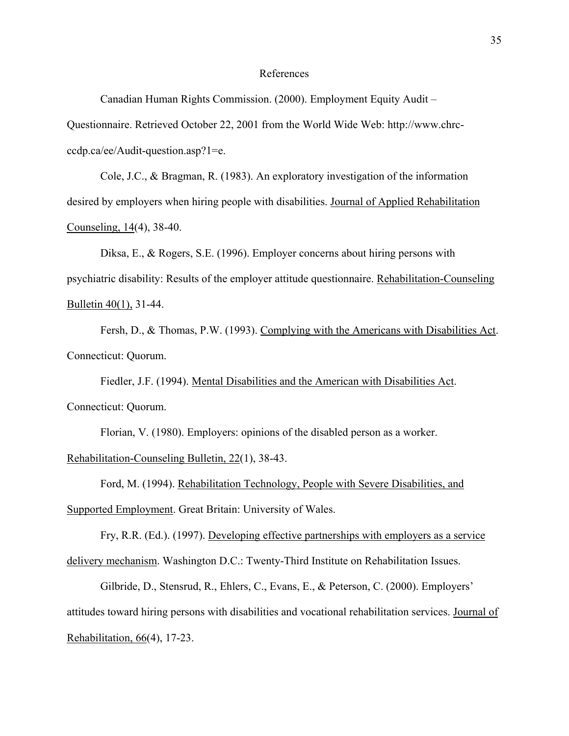# References

Canadian Human Rights Commission. (2000). Employment Equity Audit – Questionnaire. Retrieved October 22, 2001 from the World Wide Web: http://www.chrc-ccdp.ca/ee/Audit-question.asp?1=e.

Cole, J.C., & Bragman, R. (1983). An exploratory investigation of the information desired by employers when hiring people with disabilities. Journal of Applied Rehabilitation Counseling, 14(4), 38-40.

Diksa, E., & Rogers, S.E. (1996). Employer concerns about hiring persons with psychiatric disability: Results of the employer attitude questionnaire. Rehabilitation-Counseling Bulletin 40(1), 31-44.

Fersh, D., & Thomas, P.W. (1993). Complying with the Americans with Disabilities Act. Connecticut: Quorum.

Fiedler, J.F. (1994). Mental Disabilities and the American with Disabilities Act. Connecticut: Quorum.

Florian, V. (1980). Employers: opinions of the disabled person as a worker. Rehabilitation-Counseling Bulletin, 22(1), 38-43.

Ford, M. (1994). Rehabilitation Technology, People with Severe Disabilities, and Supported Employment. Great Britain: University of Wales.

Fry, R.R. (Ed.). (1997). Developing effective partnerships with employers as a service delivery mechanism. Washington D.C.: Twenty-Third Institute on Rehabilitation Issues.

Gilbride, D., Stensrud, R., Ehlers, C., Evans, E., & Peterson, C. (2000). Employers' attitudes toward hiring persons with disabilities and vocational rehabilitation services. Journal of Rehabilitation, 66(4), 17-23.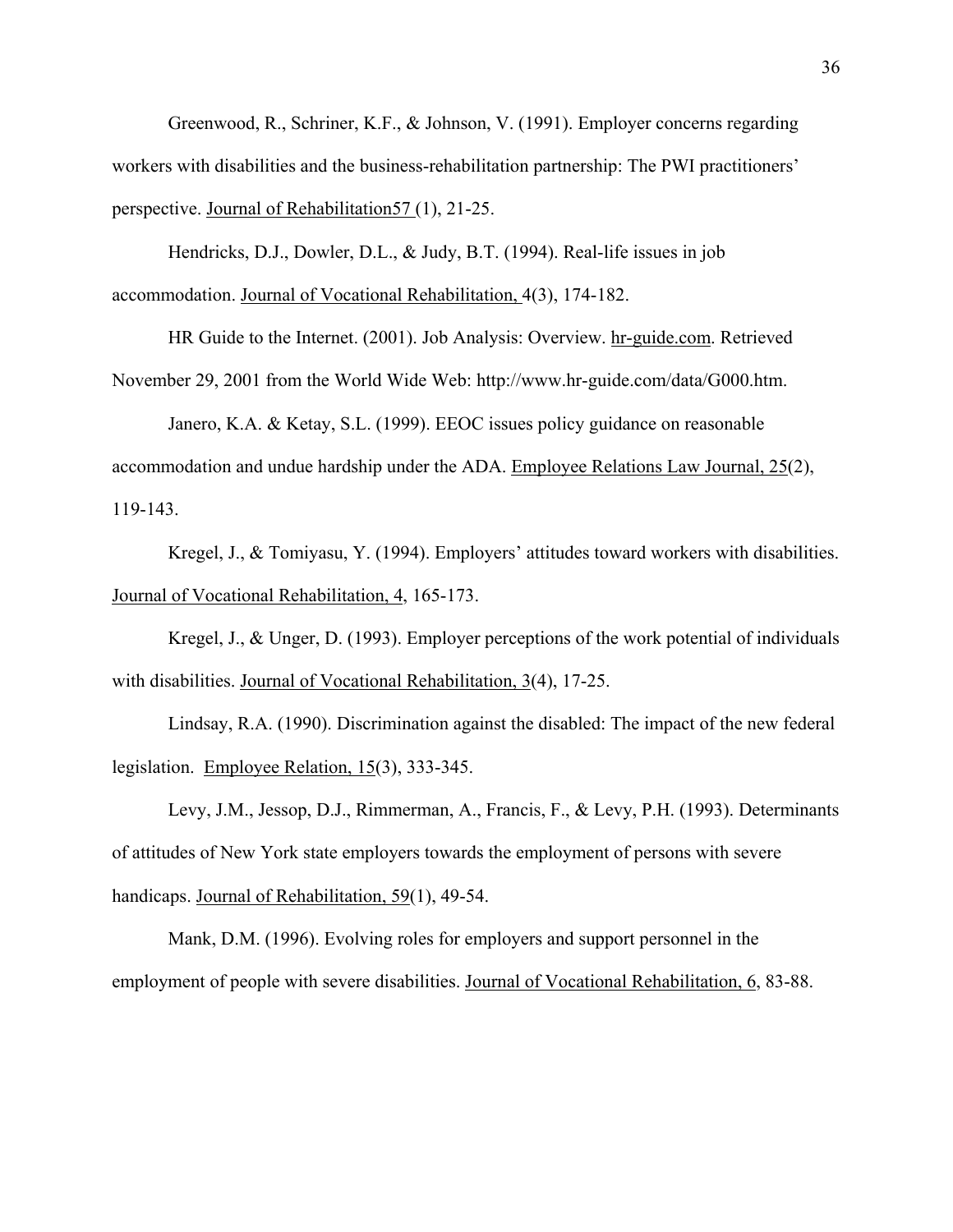Greenwood, R., Schriner, K.F., & Johnson, V. (1991). Employer concerns regarding workers with disabilities and the business-rehabilitation partnership: The PWI practitioners' perspective. Journal of Rehabilitation57 (1), 21-25.

Hendricks, D.J., Dowler, D.L., & Judy, B.T. (1994). Real-life issues in job accommodation. Journal of Vocational Rehabilitation, 4(3), 174-182.

HR Guide to the Internet. (2001). Job Analysis: Overview. hr-guide.com. Retrieved November 29, 2001 from the World Wide Web: http://www.hr-guide.com/data/G000.htm.

Janero, K.A. & Ketay, S.L. (1999). EEOC issues policy guidance on reasonable accommodation and undue hardship under the ADA. Employee Relations Law Journal, 25(2), 119-143.

Kregel, J., & Tomiyasu, Y. (1994). Employers' attitudes toward workers with disabilities. Journal of Vocational Rehabilitation, 4, 165-173.

Kregel, J., & Unger, D. (1993). Employer perceptions of the work potential of individuals with disabilities. Journal of Vocational Rehabilitation, 3(4), 17-25.

Lindsay, R.A. (1990). Discrimination against the disabled: The impact of the new federal legislation. Employee Relation, 15(3), 333-345.

Levy, J.M., Jessop, D.J., Rimmerman, A., Francis, F., & Levy, P.H. (1993). Determinants of attitudes of New York state employers towards the employment of persons with severe handicaps. Journal of Rehabilitation, 59(1), 49-54.

Mank, D.M. (1996). Evolving roles for employers and support personnel in the employment of people with severe disabilities. Journal of Vocational Rehabilitation, 6, 83-88.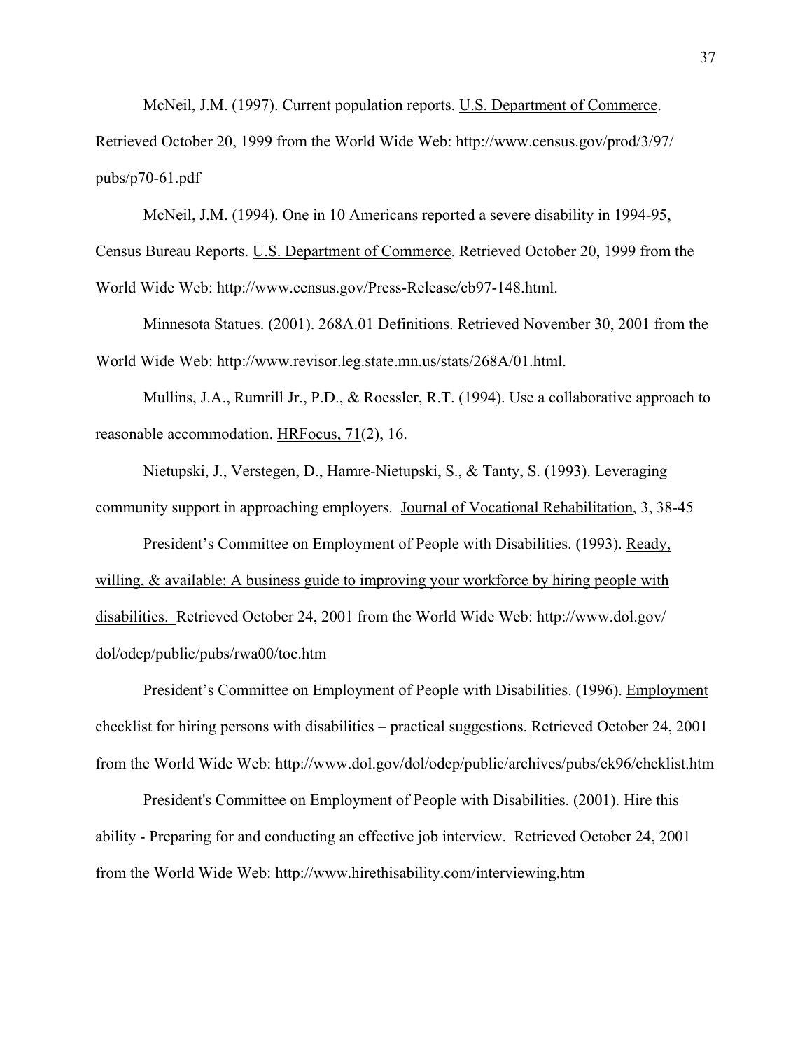McNeil, J.M. (1997). Current population reports. <u>U.S. Department of Commerce</u>. Retrieved October 20, 1999 from the World Wide Web: http://www.census.gov/prod/3/97/pubs/p70-61.pdf

McNeil, J.M. (1994). One in 10 Americans reported a severe disability in 1994-95, Census Bureau Reports. <u>U.S. Department of Commerce</u>. Retrieved October 20, 1999 from the World Wide Web: http://www.census.gov/Press-Release/cb97-148.html.

Minnesota Statues. (2001). 268A.01 Definitions. Retrieved November 30, 2001 from the World Wide Web: http://www.revisor.leg.state.mn.us/stats/268A/01.html.

Mullins, J.A., Rumrill Jr., P.D., & Roessler, R.T. (1994). Use a collaborative approach to reasonable accommodation. <u>HRFocus, 71</u>(2), 16.

Nietupski, J., Verstegen, D., Hamre-Nietupski, S., & Tanty, S. (1993). Leveraging community support in approaching employers. <u>Journal of Vocational Rehabilitation</u>, 3, 38-45

President's Committee on Employment of People with Disabilities. (1993). <u>Ready, willing, & available: A business guide to improving your workforce by hiring people with disabilities.</u> Retrieved October 24, 2001 from the World Wide Web: http://www.dol.gov/dol/odep/public/pubs/rwa00/toc.htm

President's Committee on Employment of People with Disabilities. (1996). <u>Employment checklist for hiring persons with disabilities – practical suggestions.</u> Retrieved October 24, 2001 from the World Wide Web: http://www.dol.gov/dol/odep/public/archives/pubs/ek96/chcklist.htm

President's Committee on Employment of People with Disabilities. (2001). Hire this ability - Preparing for and conducting an effective job interview. Retrieved October 24, 2001 from the World Wide Web: http://www.hirethisability.com/interviewing.htm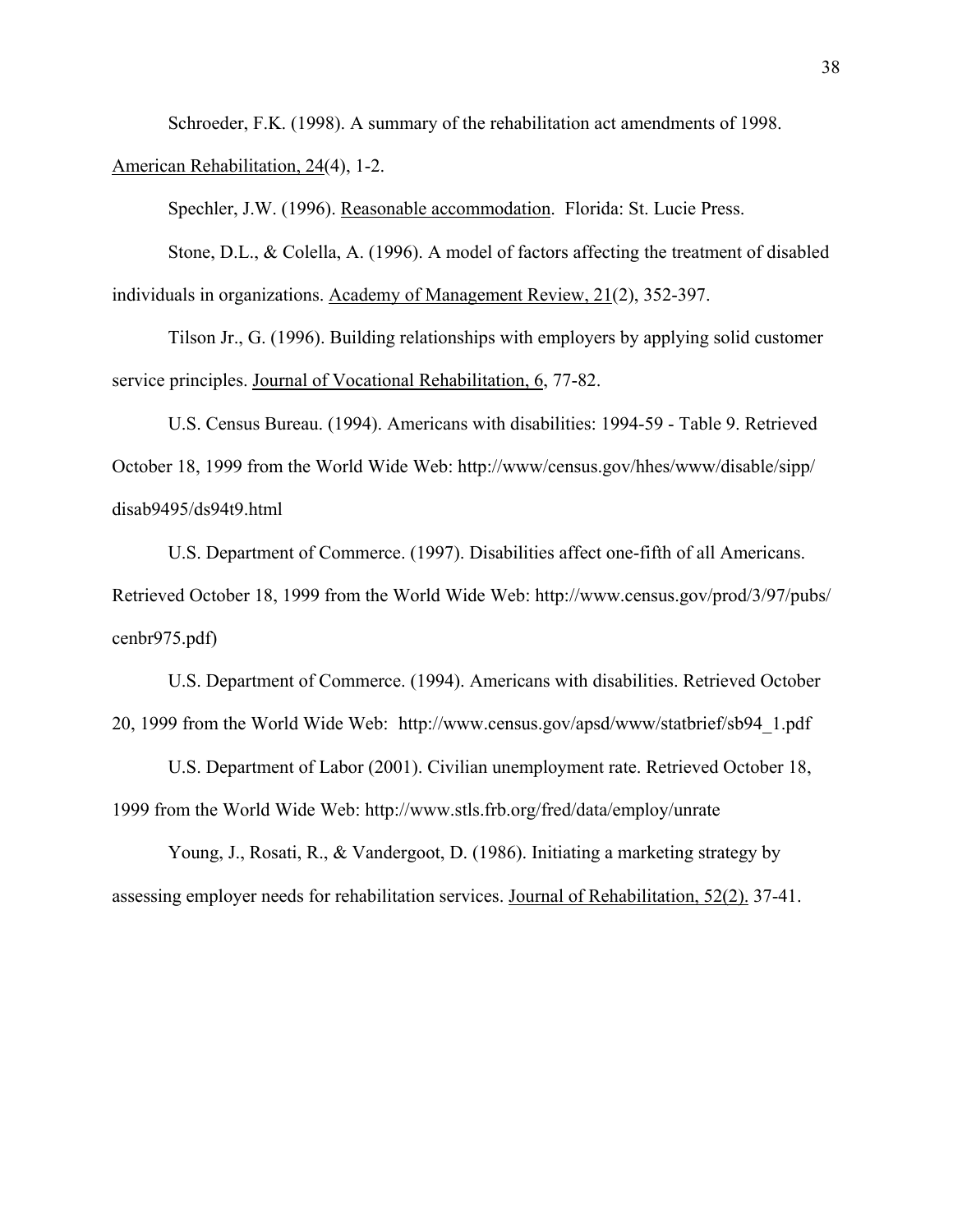Schroeder, F.K. (1998). A summary of the rehabilitation act amendments of 1998. American Rehabilitation, 24(4), 1-2.

Spechler, J.W. (1996). Reasonable accommodation. Florida: St. Lucie Press.

Stone, D.L., & Colella, A. (1996). A model of factors affecting the treatment of disabled individuals in organizations. Academy of Management Review, 21(2), 352-397.

Tilson Jr., G. (1996). Building relationships with employers by applying solid customer service principles. Journal of Vocational Rehabilitation, 6, 77-82.

U.S. Census Bureau. (1994). Americans with disabilities: 1994-59 - Table 9. Retrieved October 18, 1999 from the World Wide Web: http://www/census.gov/hhes/www/disable/sipp/disab9495/ds94t9.html

U.S. Department of Commerce. (1997). Disabilities affect one-fifth of all Americans. Retrieved October 18, 1999 from the World Wide Web: http://www.census.gov/prod/3/97/pubs/cenbr975.pdf)

U.S. Department of Commerce. (1994). Americans with disabilities. Retrieved October 20, 1999 from the World Wide Web: http://www.census.gov/apsd/www/statbrief/sb94_1.pdf

U.S. Department of Labor (2001). Civilian unemployment rate. Retrieved October 18, 1999 from the World Wide Web: http://www.stls.frb.org/fred/data/employ/unrate

Young, J., Rosati, R., & Vandergoot, D. (1986). Initiating a marketing strategy by assessing employer needs for rehabilitation services. Journal of Rehabilitation, 52(2). 37-41.